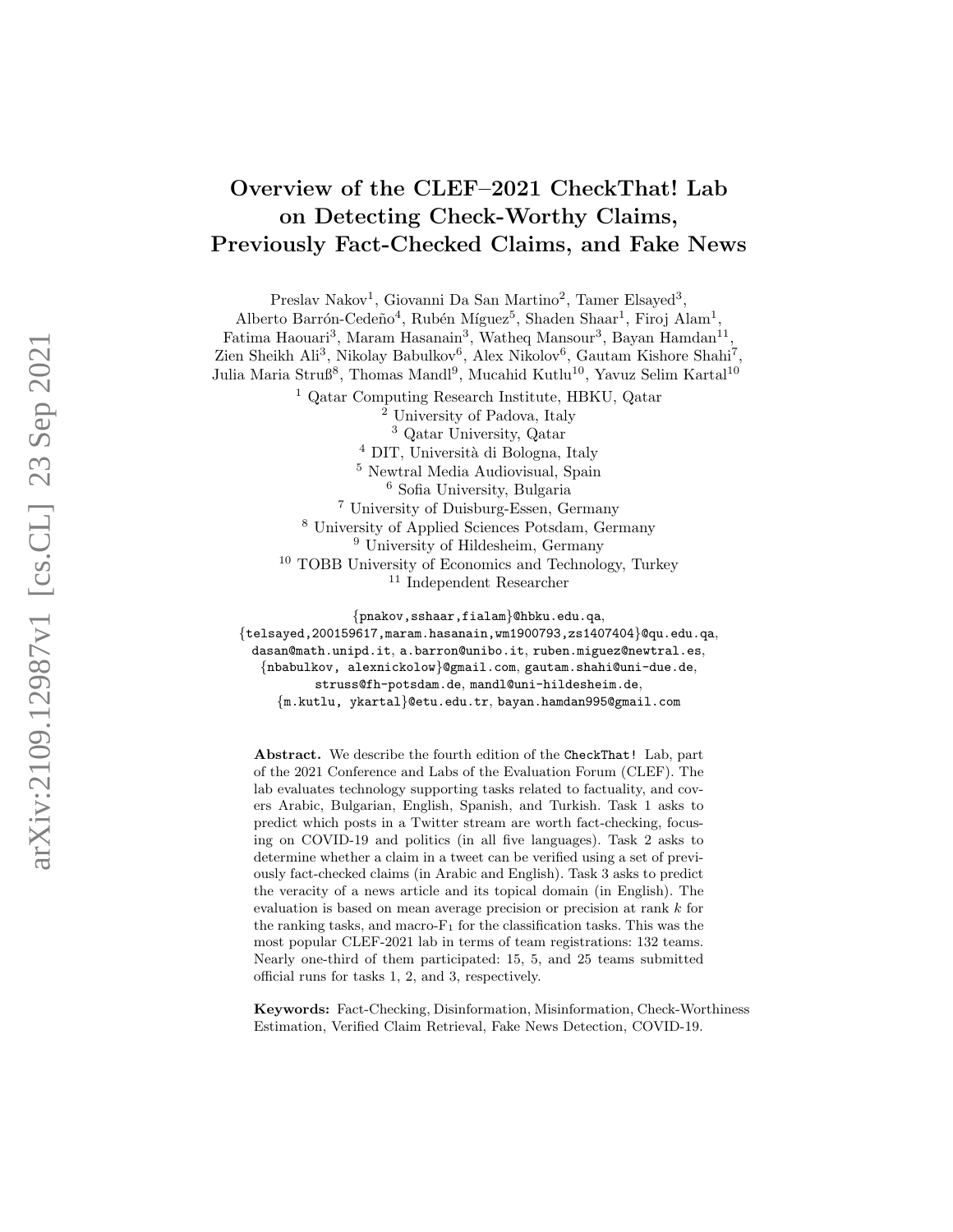# Overview of the CLEF–2021 CheckThat! Lab on Detecting Check-Worthy Claims, Previously Fact-Checked Claims, and Fake News

Preslav Nakov[1], Giovanni Da San Martino[2], Tamer Elsayed[3], Alberto Barrón-Cedeño[4], Rubén Míguez[5], Shaden Shaar[1], Firoj Alam[1], Fatima Haouari[3], Maram Hasanain[3], Watheq Mansour[3], Bayan Hamdan[11], Zien Sheikh Ali[3], Nikolay Babulkov[6], Alex Nikolov[6], Gautam Kishore Shahi[7], Julia Maria Struß[8], Thomas Mandl[9], Mucahid Kutlu[10], Yavuz Selim Kartal[10]

[1] Qatar Computing Research Institute, HBKU, Qatar
[2] University of Padova, Italy
[3] Qatar University, Qatar
[4] DIT, Università di Bologna, Italy
[5] Newtral Media Audiovisual, Spain
[6] Sofia University, Bulgaria
[7] University of Duisburg-Essen, Germany
[8] University of Applied Sciences Potsdam, Germany
[9] University of Hildesheim, Germany
[10] TOBB University of Economics and Technology, Turkey
[11] Independent Researcher

{pnakov,sshaar,fialam}@hbku.edu.qa,
{telsayed,200159617,maram.hasanain,wm1900793,zs1407404}@qu.edu.qa,
dasan@math.unipd.it, a.barron@unibo.it, ruben.miguez@newtral.es,
{nbabulkov, alexnickolow}@gmail.com, gautam.shahi@uni-due.de,
struss@fh-potsdam.de, mandl@uni-hildesheim.de,
{m.kutlu, ykartal}@etu.edu.tr, bayan.hamdan995@gmail.com

**Abstract.** We describe the fourth edition of the CheckThat! Lab, part of the 2021 Conference and Labs of the Evaluation Forum (CLEF). The lab evaluates technology supporting tasks related to factuality, and covers Arabic, Bulgarian, English, Spanish, and Turkish. Task 1 asks to predict which posts in a Twitter stream are worth fact-checking, focusing on COVID-19 and politics (in all five languages). Task 2 asks to determine whether a claim in a tweet can be verified using a set of previously fact-checked claims (in Arabic and English). Task 3 asks to predict the veracity of a news article and its topical domain (in English). The evaluation is based on mean average precision or precision at rank $k$ for the ranking tasks, and macro-$F_1$ for the classification tasks. This was the most popular CLEF-2021 lab in terms of team registrations: 132 teams. Nearly one-third of them participated: 15, 5, and 25 teams submitted official runs for tasks 1, 2, and 3, respectively.

**Keywords:** Fact-Checking, Disinformation, Misinformation, Check-Worthiness Estimation, Verified Claim Retrieval, Fake News Detection, COVID-19.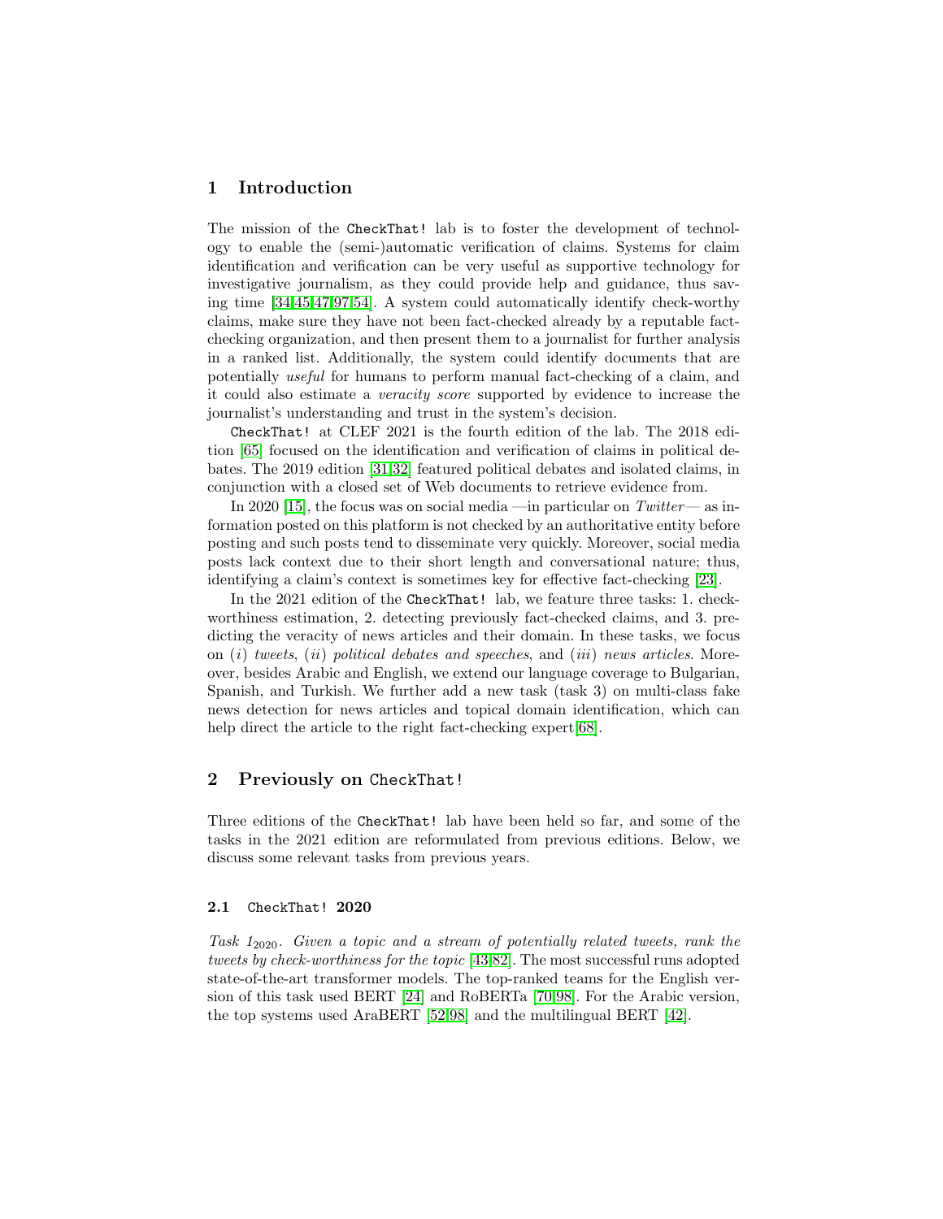## 1 Introduction

The mission of the CheckThat! lab is to foster the development of technology to enable the (semi-)automatic verification of claims. Systems for claim identification and verification can be very useful as supportive technology for investigative journalism, as they could provide help and guidance, thus saving time [34,45,47,97,54]. A system could automatically identify check-worthy claims, make sure they have not been fact-checked already by a reputable fact-checking organization, and then present them to a journalist for further analysis in a ranked list. Additionally, the system could identify documents that are potentially *useful* for humans to perform manual fact-checking of a claim, and it could also estimate a *veracity score* supported by evidence to increase the journalist's understanding and trust in the system's decision.

CheckThat! at CLEF 2021 is the fourth edition of the lab. The 2018 edition [65] focused on the identification and verification of claims in political debates. The 2019 edition [31,32] featured political debates and isolated claims, in conjunction with a closed set of Web documents to retrieve evidence from.

In 2020 [15], the focus was on social media —in particular on *Twitter*— as information posted on this platform is not checked by an authoritative entity before posting and such posts tend to disseminate very quickly. Moreover, social media posts lack context due to their short length and conversational nature; thus, identifying a claim's context is sometimes key for effective fact-checking [23].

In the 2021 edition of the CheckThat! lab, we feature three tasks: 1. check-worthiness estimation, 2. detecting previously fact-checked claims, and 3. predicting the veracity of news articles and their domain. In these tasks, we focus on (*i*) *tweets*, (*ii*) *political debates and speeches*, and (*iii*) *news articles*. Moreover, besides Arabic and English, we extend our language coverage to Bulgarian, Spanish, and Turkish. We further add a new task (task 3) on multi-class fake news detection for news articles and topical domain identification, which can help direct the article to the right fact-checking expert[68].

## 2 Previously on CheckThat!

Three editions of the CheckThat! lab have been held so far, and some of the tasks in the 2021 edition are reformulated from previous editions. Below, we discuss some relevant tasks from previous years.

### 2.1 CheckThat! 2020

*Task $1_{2020}$. Given a topic and a stream of potentially related tweets, rank the tweets by check-worthiness for the topic* [43,82]. The most successful runs adopted state-of-the-art transformer models. The top-ranked teams for the English version of this task used BERT [24] and RoBERTa [70,98]. For the Arabic version, the top systems used AraBERT [52,98] and the multilingual BERT [42].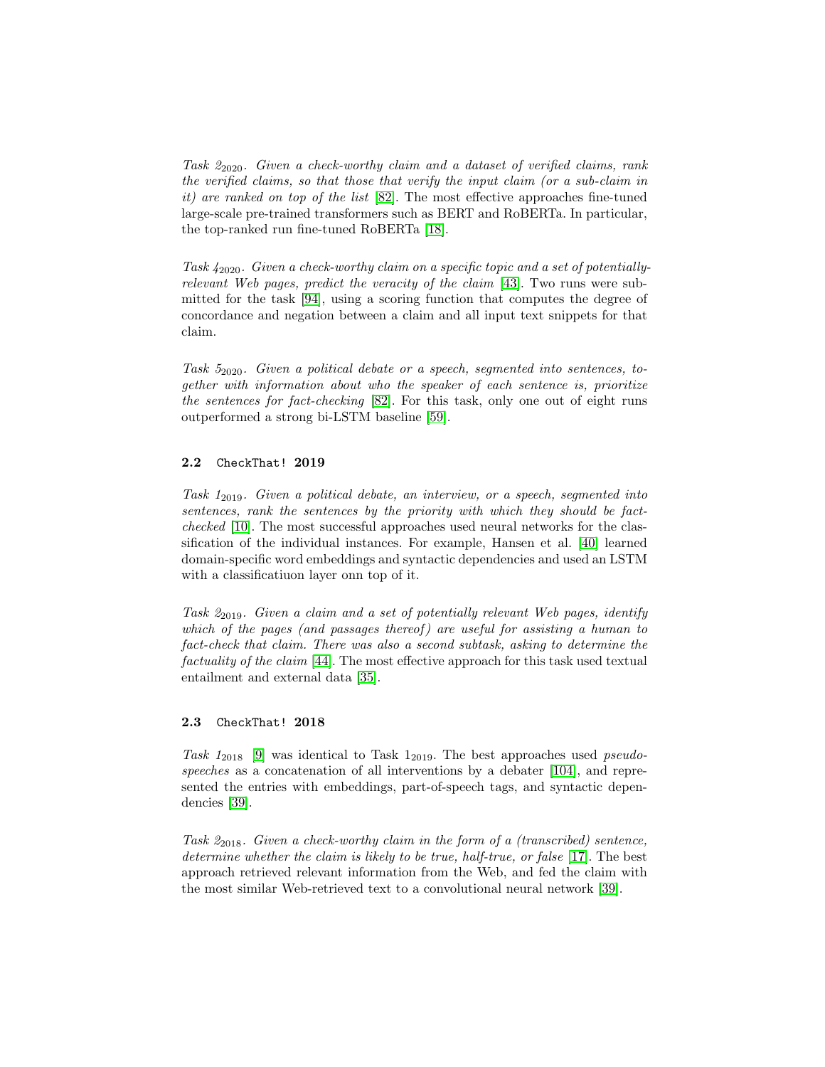*Task $2_{2020}$. Given a check-worthy claim and a dataset of verified claims, rank the verified claims, so that those that verify the input claim (or a sub-claim in it) are ranked on top of the list* [82]. The most effective approaches fine-tuned large-scale pre-trained transformers such as BERT and RoBERTa. In particular, the top-ranked run fine-tuned RoBERTa [18].

*Task $4_{2020}$. Given a check-worthy claim on a specific topic and a set of potentially-relevant Web pages, predict the veracity of the claim* [43]. Two runs were submitted for the task [94], using a scoring function that computes the degree of concordance and negation between a claim and all input text snippets for that claim.

*Task $5_{2020}$. Given a political debate or a speech, segmented into sentences, together with information about who the speaker of each sentence is, prioritize the sentences for fact-checking* [82]. For this task, only one out of eight runs outperformed a strong bi-LSTM baseline [59].

### 2.2 CheckThat! 2019

*Task $1_{2019}$. Given a political debate, an interview, or a speech, segmented into sentences, rank the sentences by the priority with which they should be fact-checked* [10]. The most successful approaches used neural networks for the classification of the individual instances. For example, Hansen et al. [40] learned domain-specific word embeddings and syntactic dependencies and used an LSTM with a classificatiuon layer onn top of it.

*Task $2_{2019}$. Given a claim and a set of potentially relevant Web pages, identify which of the pages (and passages thereof) are useful for assisting a human to fact-check that claim. There was also a second subtask, asking to determine the factuality of the claim* [44]. The most effective approach for this task used textual entailment and external data [35].

### 2.3 CheckThat! 2018

*Task $1_{2018}$* [9] was identical to Task $1_{2019}$. The best approaches used *pseudo-speeches* as a concatenation of all interventions by a debater [104], and represented the entries with embeddings, part-of-speech tags, and syntactic dependencies [39].

*Task $2_{2018}$. Given a check-worthy claim in the form of a (transcribed) sentence, determine whether the claim is likely to be true, half-true, or false* [17]. The best approach retrieved relevant information from the Web, and fed the claim with the most similar Web-retrieved text to a convolutional neural network [39].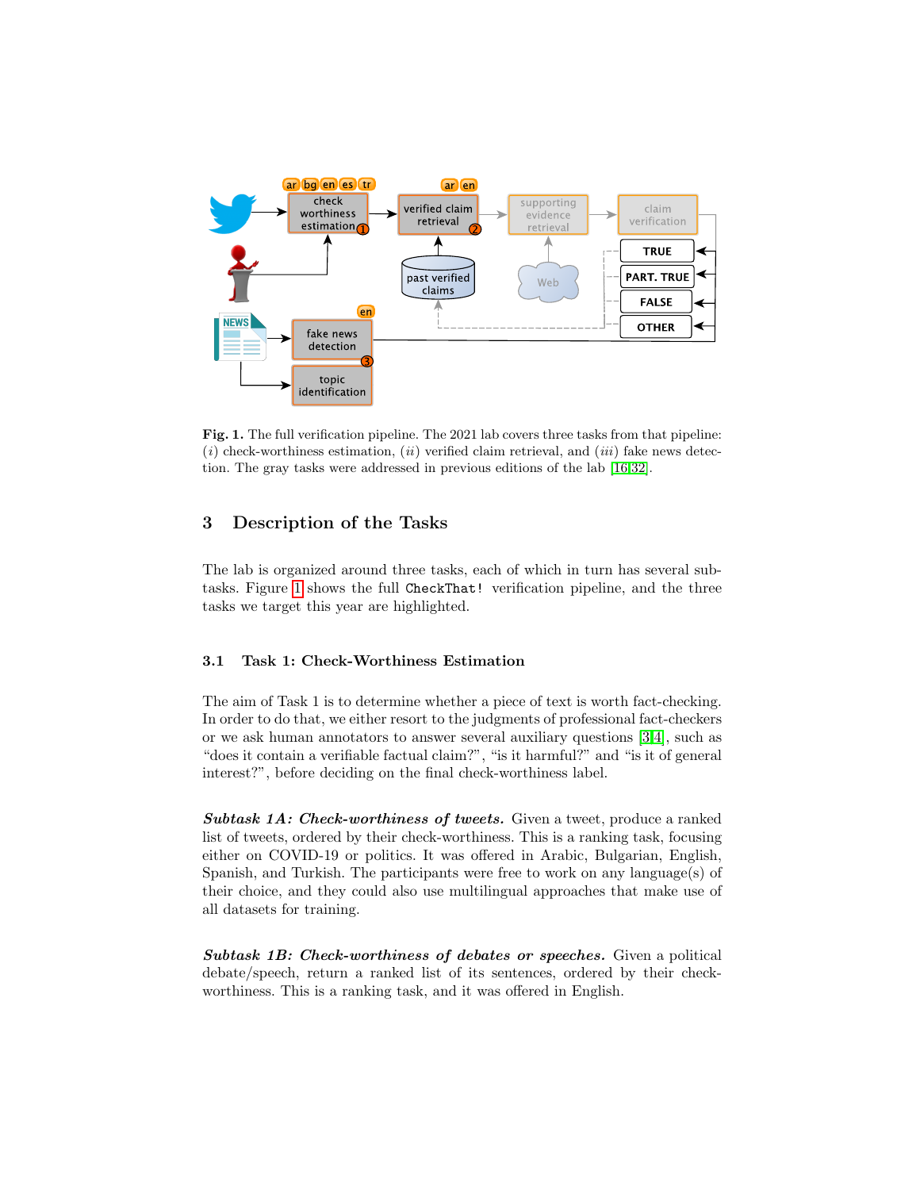**Fig. 1.** The full verification pipeline. The 2021 lab covers three tasks from that pipeline: (*i*) check-worthiness estimation, (*ii*) verified claim retrieval, and (*iii*) fake news detection. The gray tasks were addressed in previous editions of the lab [16,32].

## 3 Description of the Tasks

The lab is organized around three tasks, each of which in turn has several subtasks. Figure 1 shows the full `CheckThat!` verification pipeline, and the three tasks we target this year are highlighted.

### 3.1 Task 1: Check-Worthiness Estimation

The aim of Task 1 is to determine whether a piece of text is worth fact-checking. In order to do that, we either resort to the judgments of professional fact-checkers or we ask human annotators to answer several auxiliary questions [3,4], such as "does it contain a verifiable factual claim?", "is it harmful?" and "is it of general interest?", before deciding on the final check-worthiness label.

***Subtask 1A: Check-worthiness of tweets.*** Given a tweet, produce a ranked list of tweets, ordered by their check-worthiness. This is a ranking task, focusing either on COVID-19 or politics. It was offered in Arabic, Bulgarian, English, Spanish, and Turkish. The participants were free to work on any language(s) of their choice, and they could also use multilingual approaches that make use of all datasets for training.

***Subtask 1B: Check-worthiness of debates or speeches.*** Given a political debate/speech, return a ranked list of its sentences, ordered by their check-worthiness. This is a ranking task, and it was offered in English.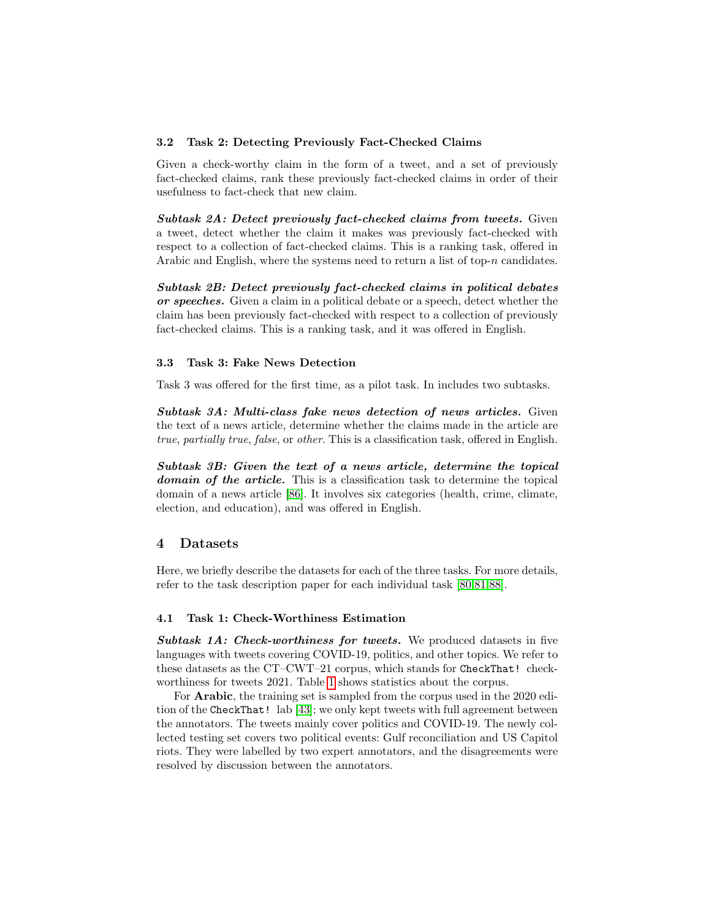### 3.2 Task 2: Detecting Previously Fact-Checked Claims

Given a check-worthy claim in the form of a tweet, and a set of previously fact-checked claims, rank these previously fact-checked claims in order of their usefulness to fact-check that new claim.

***Subtask 2A: Detect previously fact-checked claims from tweets.*** Given a tweet, detect whether the claim it makes was previously fact-checked with respect to a collection of fact-checked claims. This is a ranking task, offered in Arabic and English, where the systems need to return a list of top-$n$ candidates.

***Subtask 2B: Detect previously fact-checked claims in political debates or speeches.*** Given a claim in a political debate or a speech, detect whether the claim has been previously fact-checked with respect to a collection of previously fact-checked claims. This is a ranking task, and it was offered in English.

### 3.3 Task 3: Fake News Detection

Task 3 was offered for the first time, as a pilot task. In includes two subtasks.

***Subtask 3A: Multi-class fake news detection of news articles.*** Given the text of a news article, determine whether the claims made in the article are *true*, *partially true*, *false*, or *other*. This is a classification task, offered in English.

***Subtask 3B: Given the text of a news article, determine the topical domain of the article.*** This is a classification task to determine the topical domain of a news article [86]. It involves six categories (health, crime, climate, election, and education), and was offered in English.

## 4 Datasets

Here, we briefly describe the datasets for each of the three tasks. For more details, refer to the task description paper for each individual task [80,81,88].

### 4.1 Task 1: Check-Worthiness Estimation

***Subtask 1A: Check-worthiness for tweets.*** We produced datasets in five languages with tweets covering COVID-19, politics, and other topics. We refer to these datasets as the CT–CWT–21 corpus, which stands for `CheckThat!` check-worthiness for tweets 2021. Table 1 shows statistics about the corpus.

For **Arabic**, the training set is sampled from the corpus used in the 2020 edition of the `CheckThat!` lab [43]; we only kept tweets with full agreement between the annotators. The tweets mainly cover politics and COVID-19. The newly collected testing set covers two political events: Gulf reconciliation and US Capitol riots. They were labelled by two expert annotators, and the disagreements were resolved by discussion between the annotators.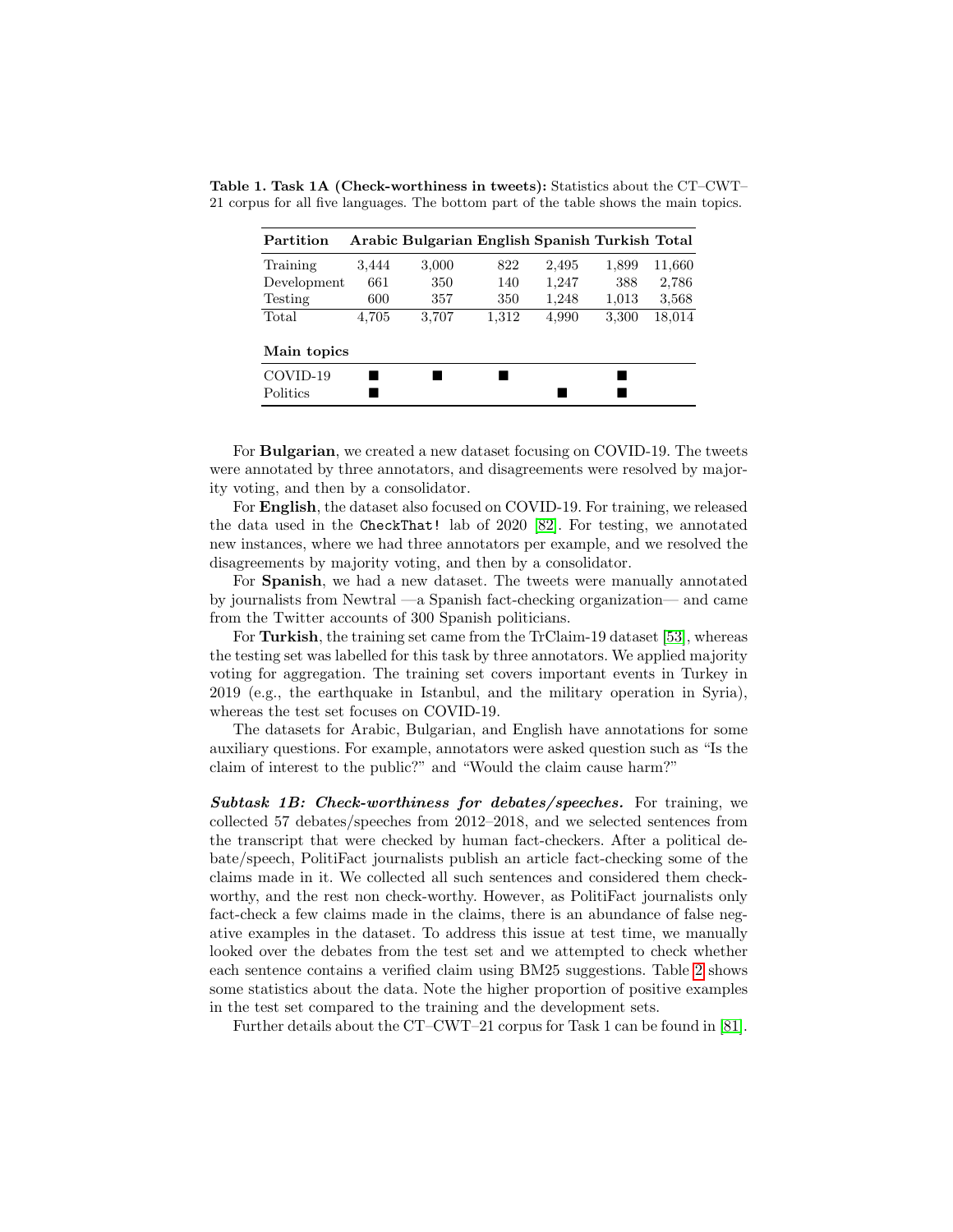**Table 1. Task 1A (Check-worthiness in tweets):** Statistics about the CT–CWT–21 corpus for all five languages. The bottom part of the table shows the main topics.

| Partition | Arabic | Bulgarian | English | Spanish | Turkish | Total |
|---|---|---|---|---|---|---|
| Training | 3,444 | 3,000 | 822 | 2,495 | 1,899 | 11,660 |
| Development | 661 | 350 | 140 | 1,247 | 388 | 2,786 |
| Testing | 600 | 357 | 350 | 1,248 | 1,013 | 3,568 |
| Total | 4,705 | 3,707 | 1,312 | 4,990 | 3,300 | 18,014 |
| **Main topics** | | | | | | |
| COVID-19 | ■ | ■ | ■ | | ■ | |
| Politics | ■ | | | ■ | ■ | |

For **Bulgarian**, we created a new dataset focusing on COVID-19. The tweets were annotated by three annotators, and disagreements were resolved by majority voting, and then by a consolidator.

For **English**, the dataset also focused on COVID-19. For training, we released the data used in the `CheckThat!` lab of 2020 [82]. For testing, we annotated new instances, where we had three annotators per example, and we resolved the disagreements by majority voting, and then by a consolidator.

For **Spanish**, we had a new dataset. The tweets were manually annotated by journalists from Newtral —a Spanish fact-checking organization— and came from the Twitter accounts of 300 Spanish politicians.

For **Turkish**, the training set came from the TrClaim-19 dataset [53], whereas the testing set was labelled for this task by three annotators. We applied majority voting for aggregation. The training set covers important events in Turkey in 2019 (e.g., the earthquake in Istanbul, and the military operation in Syria), whereas the test set focuses on COVID-19.

The datasets for Arabic, Bulgarian, and English have annotations for some auxiliary questions. For example, annotators were asked question such as "Is the claim of interest to the public?" and "Would the claim cause harm?"

***Subtask 1B: Check-worthiness for debates/speeches.*** For training, we collected 57 debates/speeches from 2012–2018, and we selected sentences from the transcript that were checked by human fact-checkers. After a political debate/speech, PolitiFact journalists publish an article fact-checking some of the claims made in it. We collected all such sentences and considered them check-worthy, and the rest non check-worthy. However, as PolitiFact journalists only fact-check a few claims made in the claims, there is an abundance of false negative examples in the dataset. To address this issue at test time, we manually looked over the debates from the test set and we attempted to check whether each sentence contains a verified claim using BM25 suggestions. Table 2 shows some statistics about the data. Note the higher proportion of positive examples in the test set compared to the training and the development sets.

Further details about the CT–CWT–21 corpus for Task 1 can be found in [81].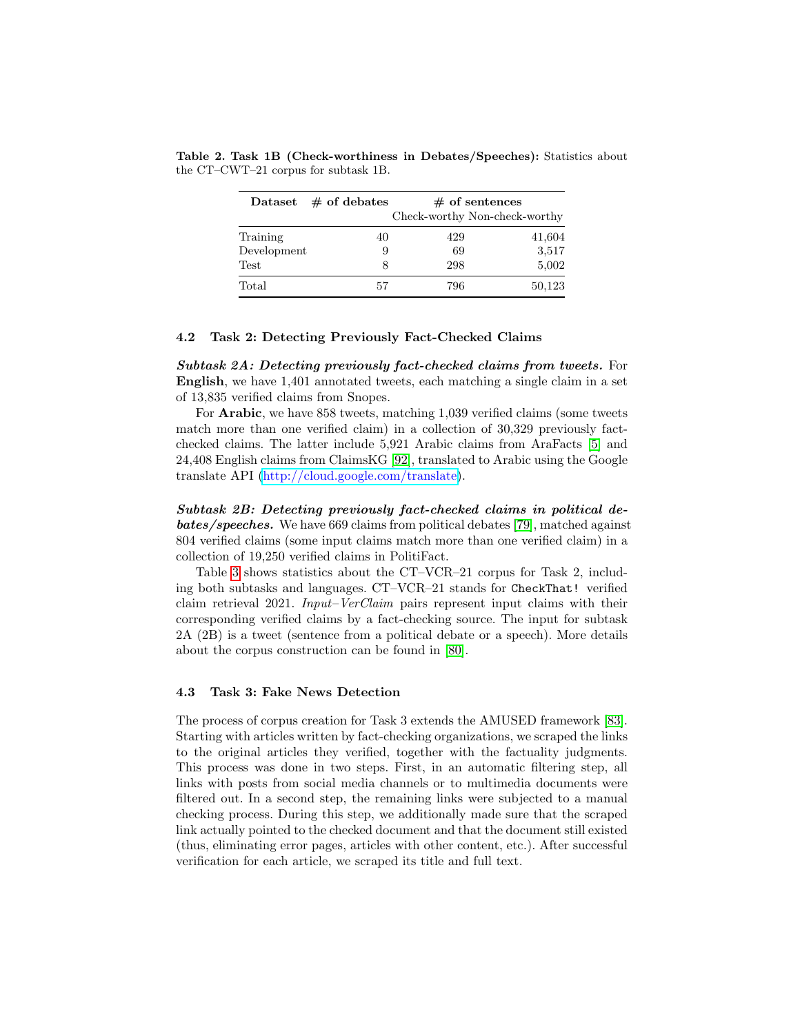**Table 2. Task 1B (Check-worthiness in Debates/Speeches):** Statistics about the CT–CWT–21 corpus for subtask 1B.

| Dataset | # of debates | # of sentences | |
|---|---|---|---|
| | | Check-worthy | Non-check-worthy |
| Training | 40 | 429 | 41,604 |
| Development | 9 | 69 | 3,517 |
| Test | 8 | 298 | 5,002 |
| Total | 57 | 796 | 50,123 |

### 4.2 Task 2: Detecting Previously Fact-Checked Claims

***Subtask 2A: Detecting previously fact-checked claims from tweets.*** For **English**, we have 1,401 annotated tweets, each matching a single claim in a set of 13,835 verified claims from Snopes.

For **Arabic**, we have 858 tweets, matching 1,039 verified claims (some tweets match more than one verified claim) in a collection of 30,329 previously fact-checked claims. The latter include 5,921 Arabic claims from AraFacts [5] and 24,408 English claims from ClaimsKG [92], translated to Arabic using the Google translate API (http://cloud.google.com/translate).

***Subtask 2B: Detecting previously fact-checked claims in political debates/speeches.*** We have 669 claims from political debates [79], matched against 804 verified claims (some input claims match more than one verified claim) in a collection of 19,250 verified claims in PolitiFact.

Table 3 shows statistics about the CT–VCR–21 corpus for Task 2, including both subtasks and languages. CT–VCR–21 stands for `CheckThat!` verified claim retrieval 2021. *Input–VerClaim* pairs represent input claims with their corresponding verified claims by a fact-checking source. The input for subtask 2A (2B) is a tweet (sentence from a political debate or a speech). More details about the corpus construction can be found in [80].

### 4.3 Task 3: Fake News Detection

The process of corpus creation for Task 3 extends the AMUSED framework [83]. Starting with articles written by fact-checking organizations, we scraped the links to the original articles they verified, together with the factuality judgments. This process was done in two steps. First, in an automatic filtering step, all links with posts from social media channels or to multimedia documents were filtered out. In a second step, the remaining links were subjected to a manual checking process. During this step, we additionally made sure that the scraped link actually pointed to the checked document and that the document still existed (thus, eliminating error pages, articles with other content, etc.). After successful verification for each article, we scraped its title and full text.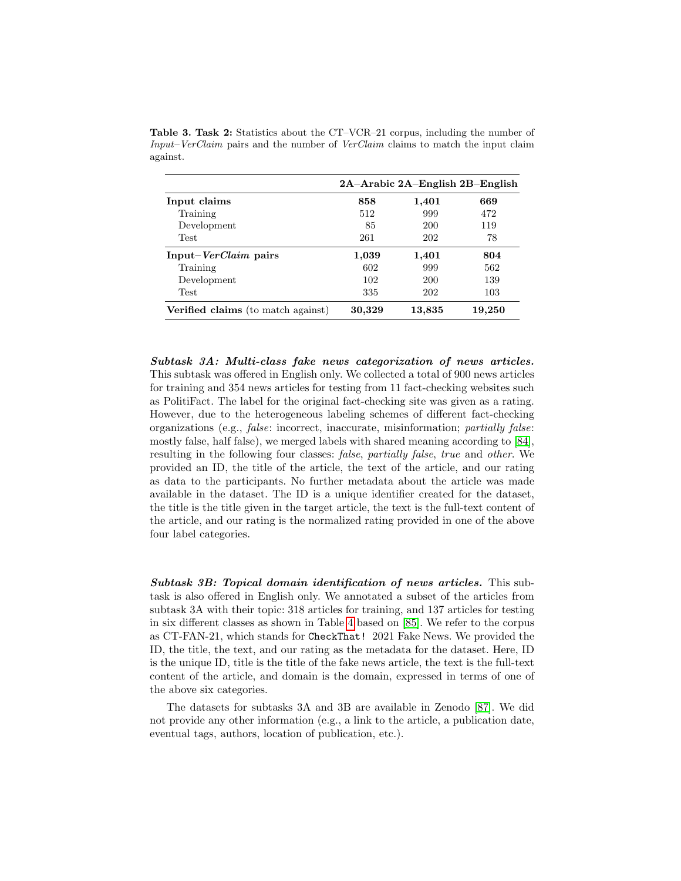**Table 3. Task 2:** Statistics about the CT–VCR–21 corpus, including the number of *Input–VerClaim* pairs and the number of *VerClaim* claims to match the input claim against.

| | **2A–Arabic** | **2A–English** | **2B–English** |
|---|---|---|---|
| **Input claims** | **858** | **1,401** | **669** |
| Training | 512 | 999 | 472 |
| Development | 85 | 200 | 119 |
| Test | 261 | 202 | 78 |
| **Input–*VerClaim* pairs** | **1,039** | **1,401** | **804** |
| Training | 602 | 999 | 562 |
| Development | 102 | 200 | 139 |
| Test | 335 | 202 | 103 |
| **Verified claims** (to match against) | **30,329** | **13,835** | **19,250** |

***Subtask 3A: Multi-class fake news categorization of news articles.*** This subtask was offered in English only. We collected a total of 900 news articles for training and 354 news articles for testing from 11 fact-checking websites such as PolitiFact. The label for the original fact-checking site was given as a rating. However, due to the heterogeneous labeling schemes of different fact-checking organizations (e.g., *false*: incorrect, inaccurate, misinformation; *partially false*: mostly false, half false), we merged labels with shared meaning according to [84], resulting in the following four classes: *false*, *partially false*, *true* and *other*. We provided an ID, the title of the article, the text of the article, and our rating as data to the participants. No further metadata about the article was made available in the dataset. The ID is a unique identifier created for the dataset, the title is the title given in the target article, the text is the full-text content of the article, and our rating is the normalized rating provided in one of the above four label categories.

***Subtask 3B: Topical domain identification of news articles.*** This subtask is also offered in English only. We annotated a subset of the articles from subtask 3A with their topic: 318 articles for training, and 137 articles for testing in six different classes as shown in Table 4 based on [85]. We refer to the corpus as CT-FAN-21, which stands for `CheckThat!` 2021 Fake News. We provided the ID, the title, the text, and our rating as the metadata for the dataset. Here, ID is the unique ID, title is the title of the fake news article, the text is the full-text content of the article, and domain is the domain, expressed in terms of one of the above six categories.

The datasets for subtasks 3A and 3B are available in Zenodo [87]. We did not provide any other information (e.g., a link to the article, a publication date, eventual tags, authors, location of publication, etc.).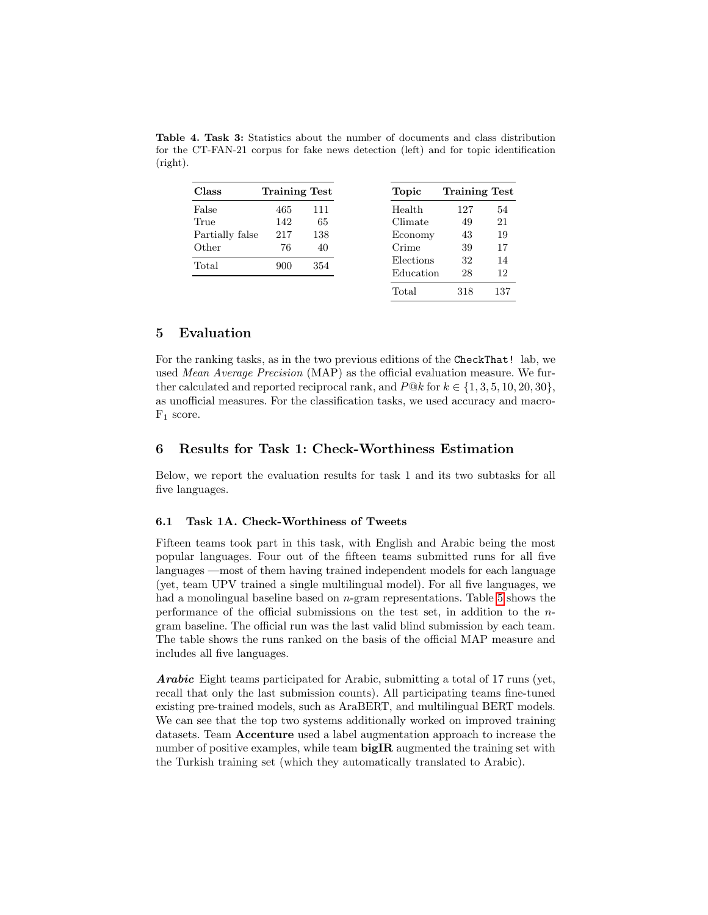**Table 4. Task 3:** Statistics about the number of documents and class distribution for the CT-FAN-21 corpus for fake news detection (left) and for topic identification (right).

| Class | Training | Test |
|---|---|---|
| False | 465 | 111 |
| True | 142 | 65 |
| Partially false | 217 | 138 |
| Other | 76 | 40 |
| Total | 900 | 354 |

| Topic | Training | Test |
|---|---|---|
| Health | 127 | 54 |
| Climate | 49 | 21 |
| Economy | 43 | 19 |
| Crime | 39 | 17 |
| Elections | 32 | 14 |
| Education | 28 | 12 |
| Total | 318 | 137 |

## 5 Evaluation

For the ranking tasks, as in the two previous editions of the CheckThat! lab, we used *Mean Average Precision* (MAP) as the official evaluation measure. We further calculated and reported reciprocal rank, and $P@k$ for $k \in \{1, 3, 5, 10, 20, 30\}$, as unofficial measures. For the classification tasks, we used accuracy and macro-$F_1$ score.

## 6 Results for Task 1: Check-Worthiness Estimation

Below, we report the evaluation results for task 1 and its two subtasks for all five languages.

### 6.1 Task 1A. Check-Worthiness of Tweets

Fifteen teams took part in this task, with English and Arabic being the most popular languages. Four out of the fifteen teams submitted runs for all five languages —most of them having trained independent models for each language (yet, team UPV trained a single multilingual model). For all five languages, we had a monolingual baseline based on $n$-gram representations. Table 5 shows the performance of the official submissions on the test set, in addition to the $n$-gram baseline. The official run was the last valid blind submission by each team. The table shows the runs ranked on the basis of the official MAP measure and includes all five languages.

***Arabic*** Eight teams participated for Arabic, submitting a total of 17 runs (yet, recall that only the last submission counts). All participating teams fine-tuned existing pre-trained models, such as AraBERT, and multilingual BERT models. We can see that the top two systems additionally worked on improved training datasets. Team **Accenture** used a label augmentation approach to increase the number of positive examples, while team **bigIR** augmented the training set with the Turkish training set (which they automatically translated to Arabic).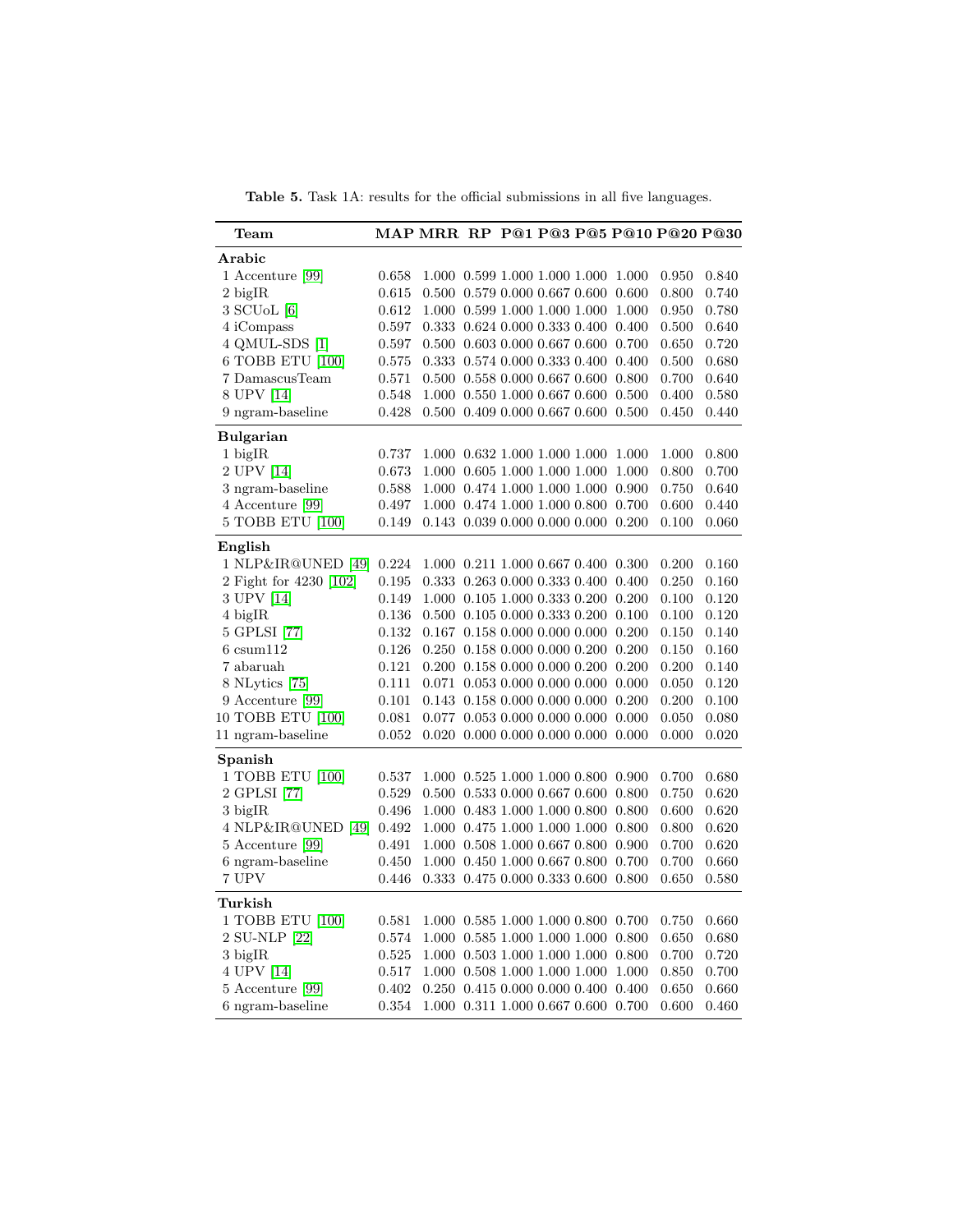**Table 5.** Task 1A: results for the official submissions in all five languages.

| Team | MAP | MRR | RP | P@1 | P@3 | P@5 | P@10 | P@20 | P@30 |
|---|---|---|---|---|---|---|---|---|---|
| **Arabic** | | | | | | | | | |
| 1 Accenture [99] | 0.658 | 1.000 | 0.599 | 1.000 | 1.000 | 1.000 | 1.000 | 0.950 | 0.840 |
| 2 bigIR | 0.615 | 0.500 | 0.579 | 0.000 | 0.667 | 0.600 | 0.600 | 0.800 | 0.740 |
| 3 SCUoL [6] | 0.612 | 1.000 | 0.599 | 1.000 | 1.000 | 1.000 | 1.000 | 0.950 | 0.780 |
| 4 iCompass | 0.597 | 0.333 | 0.624 | 0.000 | 0.333 | 0.400 | 0.400 | 0.500 | 0.640 |
| 4 QMUL-SDS [1] | 0.597 | 0.500 | 0.603 | 0.000 | 0.667 | 0.600 | 0.700 | 0.650 | 0.720 |
| 6 TOBB ETU [100] | 0.575 | 0.333 | 0.574 | 0.000 | 0.333 | 0.400 | 0.400 | 0.500 | 0.680 |
| 7 DamascusTeam | 0.571 | 0.500 | 0.558 | 0.000 | 0.667 | 0.600 | 0.800 | 0.700 | 0.640 |
| 8 UPV [14] | 0.548 | 1.000 | 0.550 | 1.000 | 0.667 | 0.600 | 0.500 | 0.400 | 0.580 |
| 9 ngram-baseline | 0.428 | 0.500 | 0.409 | 0.000 | 0.667 | 0.600 | 0.500 | 0.450 | 0.440 |
| **Bulgarian** | | | | | | | | | |
| 1 bigIR | 0.737 | 1.000 | 0.632 | 1.000 | 1.000 | 1.000 | 1.000 | 1.000 | 0.800 |
| 2 UPV [14] | 0.673 | 1.000 | 0.605 | 1.000 | 1.000 | 1.000 | 1.000 | 0.800 | 0.700 |
| 3 ngram-baseline | 0.588 | 1.000 | 0.474 | 1.000 | 1.000 | 1.000 | 0.900 | 0.750 | 0.640 |
| 4 Accenture [99] | 0.497 | 1.000 | 0.474 | 1.000 | 1.000 | 0.800 | 0.700 | 0.600 | 0.440 |
| 5 TOBB ETU [100] | 0.149 | 0.143 | 0.039 | 0.000 | 0.000 | 0.000 | 0.200 | 0.100 | 0.060 |
| **English** | | | | | | | | | |
| 1 NLP&IR@UNED [49] | 0.224 | 1.000 | 0.211 | 1.000 | 0.667 | 0.400 | 0.300 | 0.200 | 0.160 |
| 2 Fight for 4230 [102] | 0.195 | 0.333 | 0.263 | 0.000 | 0.333 | 0.400 | 0.400 | 0.250 | 0.160 |
| 3 UPV [14] | 0.149 | 1.000 | 0.105 | 1.000 | 0.333 | 0.200 | 0.200 | 0.100 | 0.120 |
| 4 bigIR | 0.136 | 0.500 | 0.105 | 0.000 | 0.333 | 0.200 | 0.100 | 0.100 | 0.120 |
| 5 GPLSI [77] | 0.132 | 0.167 | 0.158 | 0.000 | 0.000 | 0.000 | 0.200 | 0.150 | 0.140 |
| 6 csum112 | 0.126 | 0.250 | 0.158 | 0.000 | 0.000 | 0.200 | 0.200 | 0.150 | 0.160 |
| 7 abaruah | 0.121 | 0.200 | 0.158 | 0.000 | 0.000 | 0.200 | 0.200 | 0.200 | 0.140 |
| 8 NLytics [75] | 0.111 | 0.071 | 0.053 | 0.000 | 0.000 | 0.000 | 0.000 | 0.050 | 0.120 |
| 9 Accenture [99] | 0.101 | 0.143 | 0.158 | 0.000 | 0.000 | 0.000 | 0.200 | 0.200 | 0.100 |
| 10 TOBB ETU [100] | 0.081 | 0.077 | 0.053 | 0.000 | 0.000 | 0.000 | 0.000 | 0.050 | 0.080 |
| 11 ngram-baseline | 0.052 | 0.020 | 0.000 | 0.000 | 0.000 | 0.000 | 0.000 | 0.000 | 0.020 |
| **Spanish** | | | | | | | | | |
| 1 TOBB ETU [100] | 0.537 | 1.000 | 0.525 | 1.000 | 1.000 | 0.800 | 0.900 | 0.700 | 0.680 |
| 2 GPLSI [77] | 0.529 | 0.500 | 0.533 | 0.000 | 0.667 | 0.600 | 0.800 | 0.750 | 0.620 |
| 3 bigIR | 0.496 | 1.000 | 0.483 | 1.000 | 1.000 | 0.800 | 0.800 | 0.600 | 0.620 |
| 4 NLP&IR@UNED [49] | 0.492 | 1.000 | 0.475 | 1.000 | 1.000 | 1.000 | 0.800 | 0.800 | 0.620 |
| 5 Accenture [99] | 0.491 | 1.000 | 0.508 | 1.000 | 0.667 | 0.800 | 0.900 | 0.700 | 0.620 |
| 6 ngram-baseline | 0.450 | 1.000 | 0.450 | 1.000 | 0.667 | 0.800 | 0.700 | 0.700 | 0.660 |
| 7 UPV | 0.446 | 0.333 | 0.475 | 0.000 | 0.333 | 0.600 | 0.800 | 0.650 | 0.580 |
| **Turkish** | | | | | | | | | |
| 1 TOBB ETU [100] | 0.581 | 1.000 | 0.585 | 1.000 | 1.000 | 0.800 | 0.700 | 0.750 | 0.660 |
| 2 SU-NLP [22] | 0.574 | 1.000 | 0.585 | 1.000 | 1.000 | 1.000 | 0.800 | 0.650 | 0.680 |
| 3 bigIR | 0.525 | 1.000 | 0.503 | 1.000 | 1.000 | 1.000 | 0.800 | 0.700 | 0.720 |
| 4 UPV [14] | 0.517 | 1.000 | 0.508 | 1.000 | 1.000 | 1.000 | 1.000 | 0.850 | 0.700 |
| 5 Accenture [99] | 0.402 | 0.250 | 0.415 | 0.000 | 0.000 | 0.400 | 0.400 | 0.650 | 0.660 |
| 6 ngram-baseline | 0.354 | 1.000 | 0.311 | 1.000 | 0.667 | 0.600 | 0.700 | 0.600 | 0.460 |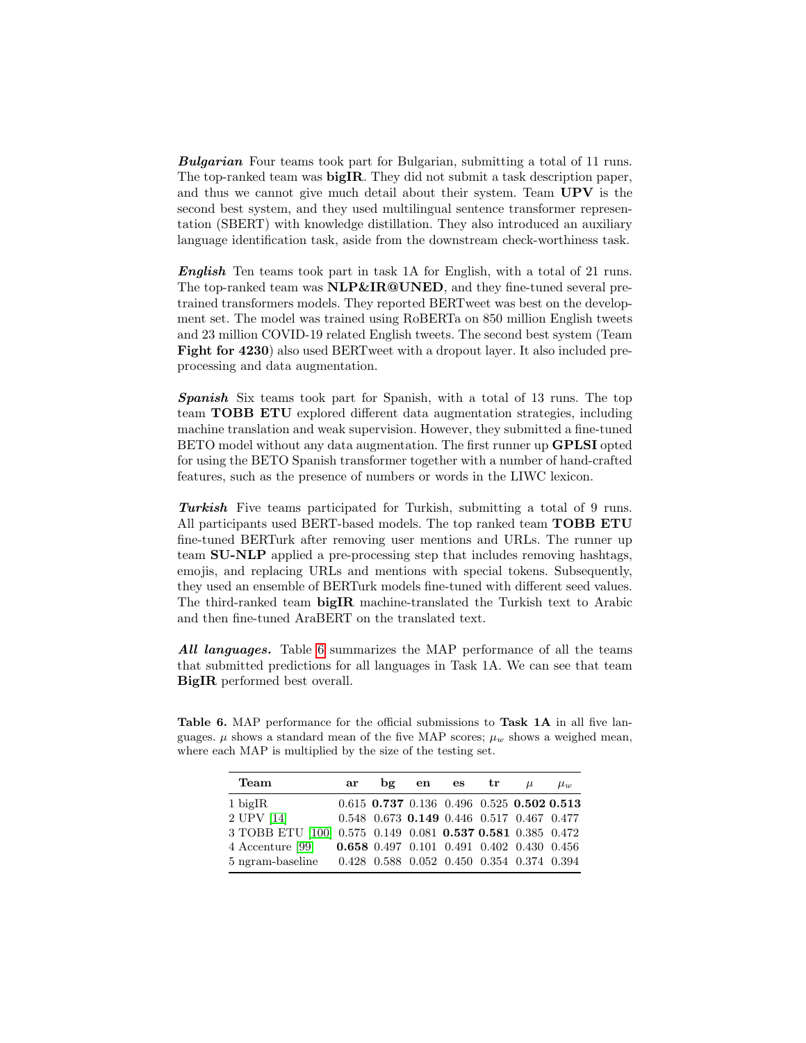***Bulgarian*** Four teams took part for Bulgarian, submitting a total of 11 runs. The top-ranked team was **bigIR**. They did not submit a task description paper, and thus we cannot give much detail about their system. Team **UPV** is the second best system, and they used multilingual sentence transformer representation (SBERT) with knowledge distillation. They also introduced an auxiliary language identification task, aside from the downstream check-worthiness task.

***English*** Ten teams took part in task 1A for English, with a total of 21 runs. The top-ranked team was **NLP&IR@UNED**, and they fine-tuned several pre-trained transformers models. They reported BERTweet was best on the development set. The model was trained using RoBERTa on 850 million English tweets and 23 million COVID-19 related English tweets. The second best system (Team **Fight for 4230**) also used BERTweet with a dropout layer. It also included pre-processing and data augmentation.

***Spanish*** Six teams took part for Spanish, with a total of 13 runs. The top team **TOBB ETU** explored different data augmentation strategies, including machine translation and weak supervision. However, they submitted a fine-tuned BETO model without any data augmentation. The first runner up **GPLSI** opted for using the BETO Spanish transformer together with a number of hand-crafted features, such as the presence of numbers or words in the LIWC lexicon.

***Turkish*** Five teams participated for Turkish, submitting a total of 9 runs. All participants used BERT-based models. The top ranked team **TOBB ETU** fine-tuned BERTurk after removing user mentions and URLs. The runner up team **SU-NLP** applied a pre-processing step that includes removing hashtags, emojis, and replacing URLs and mentions with special tokens. Subsequently, they used an ensemble of BERTurk models fine-tuned with different seed values. The third-ranked team **bigIR** machine-translated the Turkish text to Arabic and then fine-tuned AraBERT on the translated text.

***All languages.*** Table 6 summarizes the MAP performance of all the teams that submitted predictions for all languages in Task 1A. We can see that team **BigIR** performed best overall.

**Table 6.** MAP performance for the official submissions to **Task 1A** in all five languages. $\mu$ shows a standard mean of the five MAP scores; $\mu_w$ shows a weighed mean, where each MAP is multiplied by the size of the testing set.

| Team | ar | bg | en | es | tr | $\mu$ | $\mu_w$ |
|---|---|---|---|---|---|---|---|
| 1 bigIR | 0.615 | **0.737** | 0.136 | 0.496 | 0.525 | **0.502** | **0.513** |
| 2 UPV [14] | 0.548 | 0.673 | **0.149** | 0.446 | 0.517 | 0.467 | 0.477 |
| 3 TOBB ETU [100] | 0.575 | 0.149 | 0.081 | **0.537** | **0.581** | 0.385 | 0.472 |
| 4 Accenture [99] | **0.658** | 0.497 | 0.101 | 0.491 | 0.402 | 0.430 | 0.456 |
| 5 ngram-baseline | 0.428 | 0.588 | 0.052 | 0.450 | 0.354 | 0.374 | 0.394 |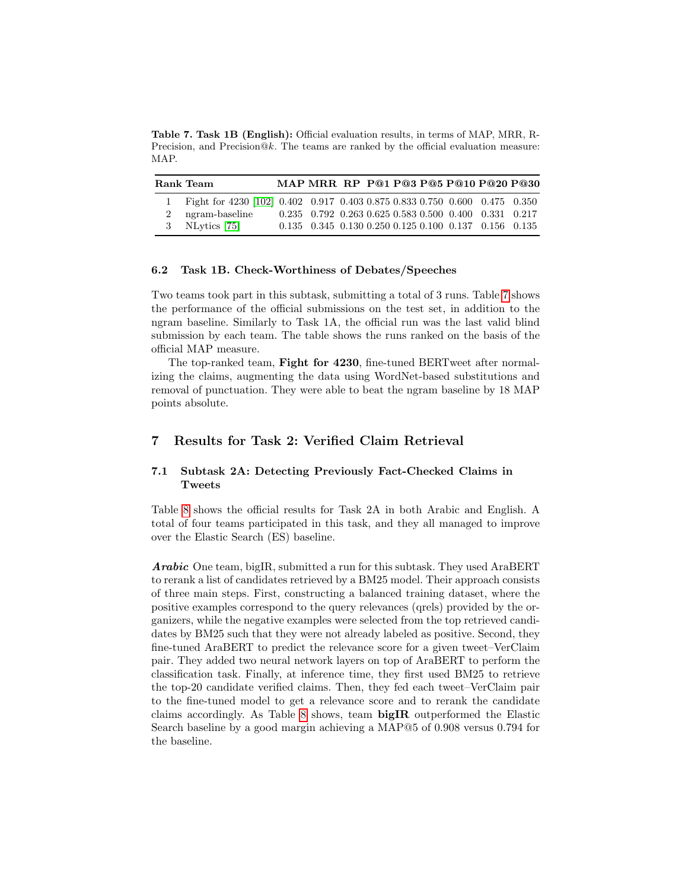**Table 7. Task 1B (English):** Official evaluation results, in terms of MAP, MRR, R-Precision, and Precision@$k$. The teams are ranked by the official evaluation measure: MAP.

| Rank | Team | MAP | MRR | RP | P@1 | P@3 | P@5 | P@10 | P@20 | P@30 |
|---|---|---|---|---|---|---|---|---|---|---|
| 1 | Fight for 4230 [102] | 0.402 | 0.917 | 0.403 | 0.875 | 0.833 | 0.750 | 0.600 | 0.475 | 0.350 |
| 2 | ngram-baseline | 0.235 | 0.792 | 0.263 | 0.625 | 0.583 | 0.500 | 0.400 | 0.331 | 0.217 |
| 3 | NLytics [75] | 0.135 | 0.345 | 0.130 | 0.250 | 0.125 | 0.100 | 0.137 | 0.156 | 0.135 |

### 6.2 Task 1B. Check-Worthiness of Debates/Speeches

Two teams took part in this subtask, submitting a total of 3 runs. Table 7 shows the performance of the official submissions on the test set, in addition to the ngram baseline. Similarly to Task 1A, the official run was the last valid blind submission by each team. The table shows the runs ranked on the basis of the official MAP measure.

The top-ranked team, **Fight for 4230**, fine-tuned BERTweet after normalizing the claims, augmenting the data using WordNet-based substitutions and removal of punctuation. They were able to beat the ngram baseline by 18 MAP points absolute.

## 7 Results for Task 2: Verified Claim Retrieval

### 7.1 Subtask 2A: Detecting Previously Fact-Checked Claims in Tweets

Table 8 shows the official results for Task 2A in both Arabic and English. A total of four teams participated in this task, and they all managed to improve over the Elastic Search (ES) baseline.

***Arabic*** One team, bigIR, submitted a run for this subtask. They used AraBERT to rerank a list of candidates retrieved by a BM25 model. Their approach consists of three main steps. First, constructing a balanced training dataset, where the positive examples correspond to the query relevances (qrels) provided by the organizers, while the negative examples were selected from the top retrieved candidates by BM25 such that they were not already labeled as positive. Second, they fine-tuned AraBERT to predict the relevance score for a given tweet–VerClaim pair. They added two neural network layers on top of AraBERT to perform the classification task. Finally, at inference time, they first used BM25 to retrieve the top-20 candidate verified claims. Then, they fed each tweet–VerClaim pair to the fine-tuned model to get a relevance score and to rerank the candidate claims accordingly. As Table 8 shows, team **bigIR** outperformed the Elastic Search baseline by a good margin achieving a MAP@5 of 0.908 versus 0.794 for the baseline.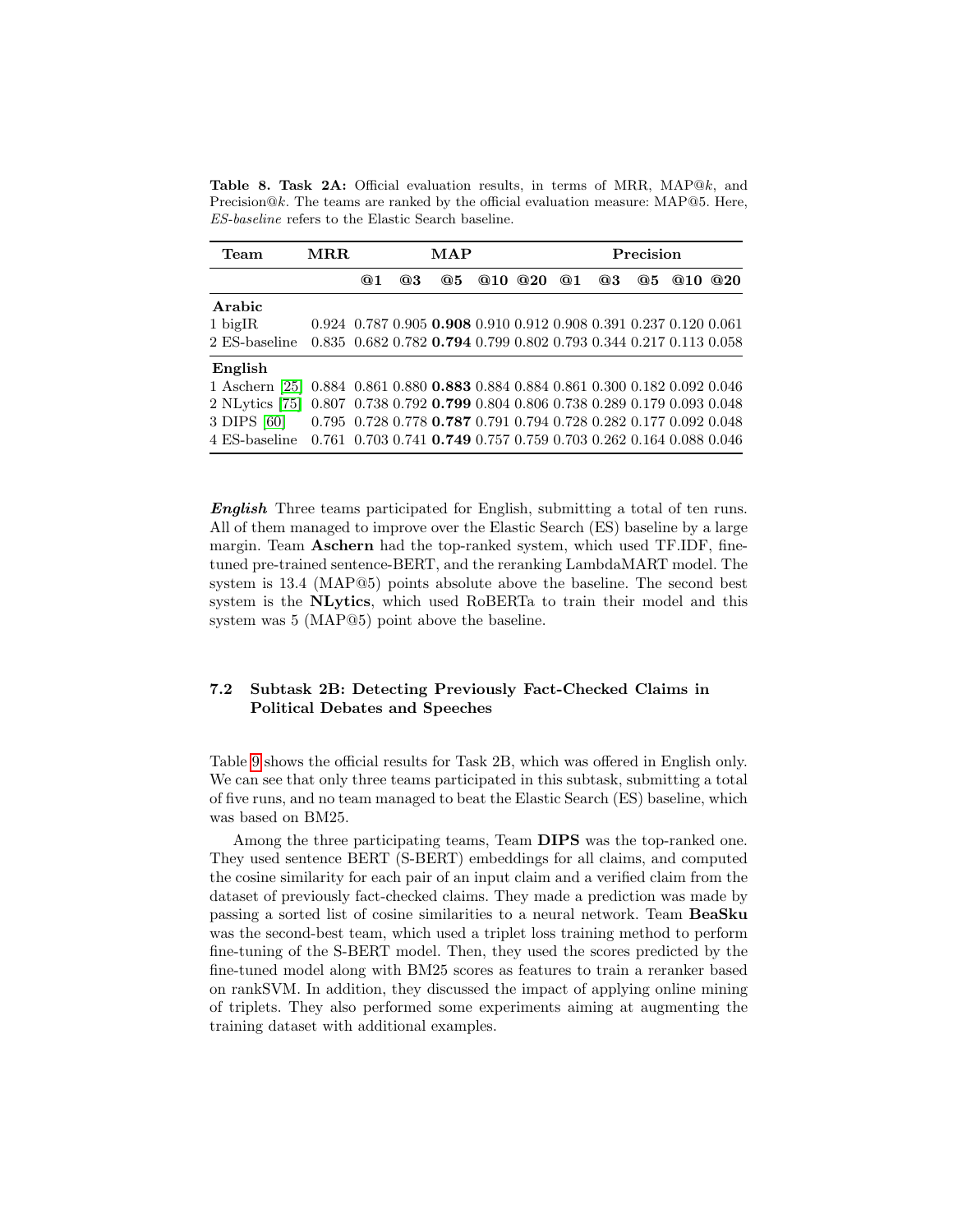**Table 8. Task 2A:** Official evaluation results, in terms of MRR, MAP@$k$, and Precision@$k$. The teams are ranked by the official evaluation measure: MAP@5. Here, *ES-baseline* refers to the Elastic Search baseline.

| Team | MRR | MAP | | | | | Precision | | | | |
|---|---|---|---|---|---|---|---|---|---|---|---|
| | | @1 | @3 | @5 | @10 | @20 | @1 | @3 | @5 | @10 | @20 |
| **Arabic** | | | | | | | | | | | |
| 1 bigIR | 0.924 | 0.787 | 0.905 | **0.908** | 0.910 | 0.912 | 0.908 | 0.391 | 0.237 | 0.120 | 0.061 |
| 2 ES-baseline | 0.835 | 0.682 | 0.782 | **0.794** | 0.799 | 0.802 | 0.793 | 0.344 | 0.217 | 0.113 | 0.058 |
| **English** | | | | | | | | | | | |
| 1 Aschern [25] | 0.884 | 0.861 | 0.880 | **0.883** | 0.884 | 0.884 | 0.861 | 0.300 | 0.182 | 0.092 | 0.046 |
| 2 NLytics [75] | 0.807 | 0.738 | 0.792 | **0.799** | 0.804 | 0.806 | 0.738 | 0.289 | 0.179 | 0.093 | 0.048 |
| 3 DIPS [60] | 0.795 | 0.728 | 0.778 | **0.787** | 0.791 | 0.794 | 0.728 | 0.282 | 0.177 | 0.092 | 0.048 |
| 4 ES-baseline | 0.761 | 0.703 | 0.741 | **0.749** | 0.757 | 0.759 | 0.703 | 0.262 | 0.164 | 0.088 | 0.046 |

***English*** Three teams participated for English, submitting a total of ten runs. All of them managed to improve over the Elastic Search (ES) baseline by a large margin. Team **Aschern** had the top-ranked system, which used TF.IDF, fine-tuned pre-trained sentence-BERT, and the reranking LambdaMART model. The system is 13.4 (MAP@5) points absolute above the baseline. The second best system is the **NLytics**, which used RoBERTa to train their model and this system was 5 (MAP@5) point above the baseline.

### 7.2 Subtask 2B: Detecting Previously Fact-Checked Claims in Political Debates and Speeches

Table 9 shows the official results for Task 2B, which was offered in English only. We can see that only three teams participated in this subtask, submitting a total of five runs, and no team managed to beat the Elastic Search (ES) baseline, which was based on BM25.

Among the three participating teams, Team **DIPS** was the top-ranked one. They used sentence BERT (S-BERT) embeddings for all claims, and computed the cosine similarity for each pair of an input claim and a verified claim from the dataset of previously fact-checked claims. They made a prediction was made by passing a sorted list of cosine similarities to a neural network. Team **BeaSku** was the second-best team, which used a triplet loss training method to perform fine-tuning of the S-BERT model. Then, they used the scores predicted by the fine-tuned model along with BM25 scores as features to train a reranker based on rankSVM. In addition, they discussed the impact of applying online mining of triplets. They also performed some experiments aiming at augmenting the training dataset with additional examples.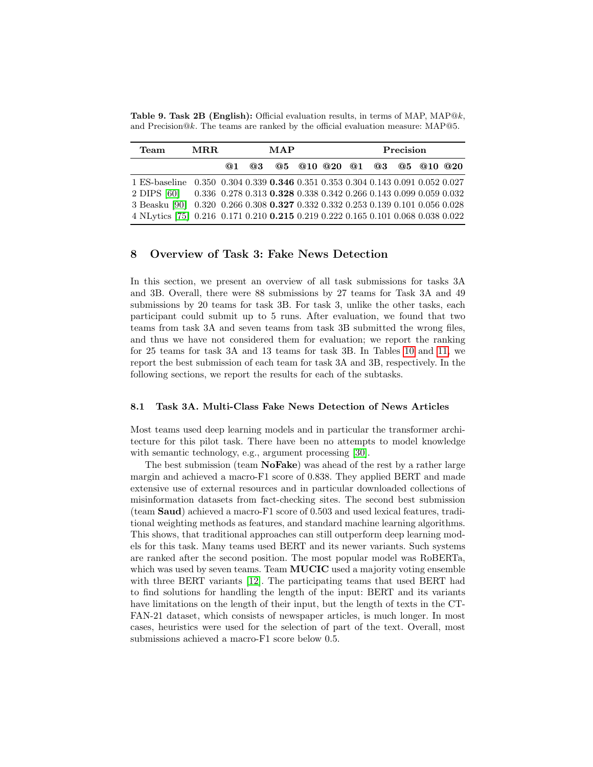**Table 9. Task 2B (English):** Official evaluation results, in terms of MAP, MAP@$k$, and Precision@$k$. The teams are ranked by the official evaluation measure: MAP@5.

| Team | MRR | MAP | | | | | Precision | | | | |
|---|---|---|---|---|---|---|---|---|---|---|---|
| | | @1 | @3 | @5 | @10 | @20 | @1 | @3 | @5 | @10 | @20 |
| 1 ES-baseline | 0.350 | 0.304 | 0.339 | **0.346** | 0.351 | 0.353 | 0.304 | 0.143 | 0.091 | 0.052 | 0.027 |
| 2 DIPS [60] | 0.336 | 0.278 | 0.313 | **0.328** | 0.338 | 0.342 | 0.266 | 0.143 | 0.099 | 0.059 | 0.032 |
| 3 Beasku [90] | 0.320 | 0.266 | 0.308 | **0.327** | 0.332 | 0.332 | 0.253 | 0.139 | 0.101 | 0.056 | 0.028 |
| 4 NLytics [75] | 0.216 | 0.171 | 0.210 | **0.215** | 0.219 | 0.222 | 0.165 | 0.101 | 0.068 | 0.038 | 0.022 |

## 8 Overview of Task 3: Fake News Detection

In this section, we present an overview of all task submissions for tasks 3A and 3B. Overall, there were 88 submissions by 27 teams for Task 3A and 49 submissions by 20 teams for task 3B. For task 3, unlike the other tasks, each participant could submit up to 5 runs. After evaluation, we found that two teams from task 3A and seven teams from task 3B submitted the wrong files, and thus we have not considered them for evaluation; we report the ranking for 25 teams for task 3A and 13 teams for task 3B. In Tables 10 and 11, we report the best submission of each team for task 3A and 3B, respectively. In the following sections, we report the results for each of the subtasks.

### 8.1 Task 3A. Multi-Class Fake News Detection of News Articles

Most teams used deep learning models and in particular the transformer architecture for this pilot task. There have been no attempts to model knowledge with semantic technology, e.g., argument processing [30].

The best submission (team **NoFake**) was ahead of the rest by a rather large margin and achieved a macro-F1 score of 0.838. They applied BERT and made extensive use of external resources and in particular downloaded collections of misinformation datasets from fact-checking sites. The second best submission (team **Saud**) achieved a macro-F1 score of 0.503 and used lexical features, traditional weighting methods as features, and standard machine learning algorithms. This shows, that traditional approaches can still outperform deep learning models for this task. Many teams used BERT and its newer variants. Such systems are ranked after the second position. The most popular model was RoBERTa, which was used by seven teams. Team **MUCIC** used a majority voting ensemble with three BERT variants [12]. The participating teams that used BERT had to find solutions for handling the length of the input: BERT and its variants have limitations on the length of their input, but the length of texts in the CT-FAN-21 dataset, which consists of newspaper articles, is much longer. In most cases, heuristics were used for the selection of part of the text. Overall, most submissions achieved a macro-F1 score below 0.5.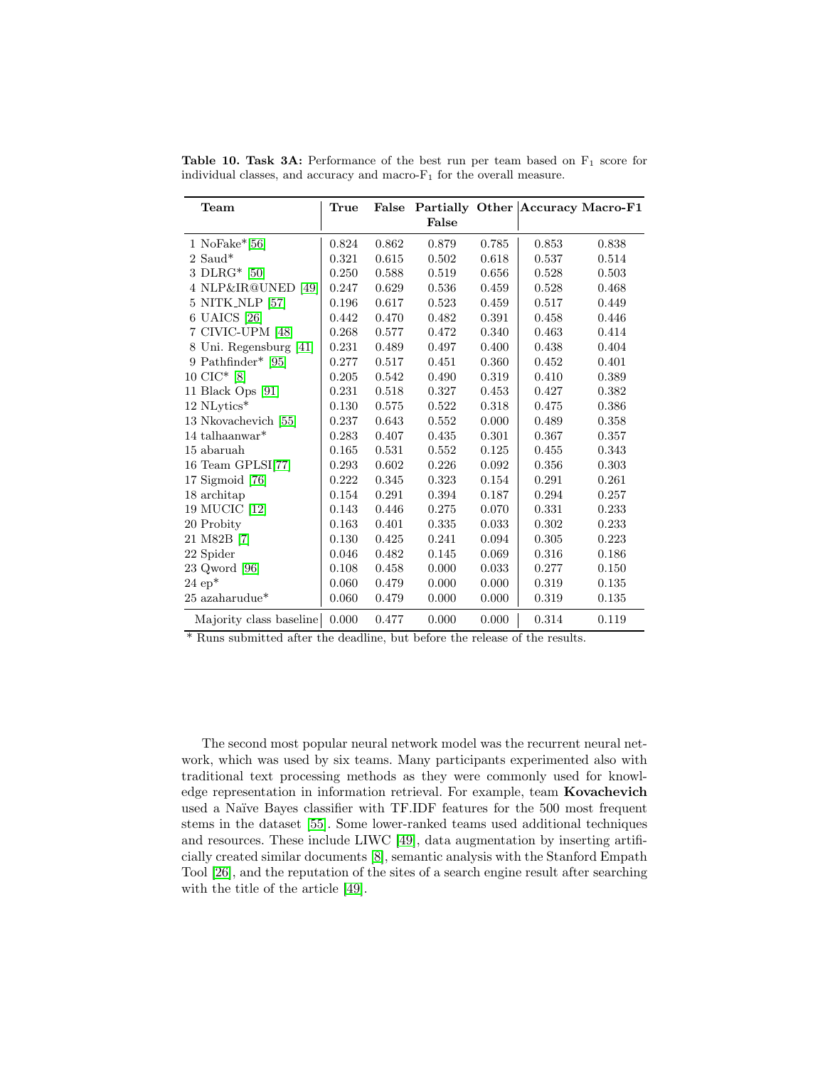**Table 10. Task 3A:** Performance of the best run per team based on $F_1$ score for individual classes, and accuracy and macro-$F_1$ for the overall measure.

| Team | True | False | Partially False | Other | Accuracy | Macro-F1 |
|---|---|---|---|---|---|---|
| 1 NoFake*[56] | 0.824 | 0.862 | 0.879 | 0.785 | 0.853 | 0.838 |
| 2 Saud* | 0.321 | 0.615 | 0.502 | 0.618 | 0.537 | 0.514 |
| 3 DLRG* [50] | 0.250 | 0.588 | 0.519 | 0.656 | 0.528 | 0.503 |
| 4 NLP&IR@UNED [49] | 0.247 | 0.629 | 0.536 | 0.459 | 0.528 | 0.468 |
| 5 NITK_NLP [57] | 0.196 | 0.617 | 0.523 | 0.459 | 0.517 | 0.449 |
| 6 UAICS [26] | 0.442 | 0.470 | 0.482 | 0.391 | 0.458 | 0.446 |
| 7 CIVIC-UPM [48] | 0.268 | 0.577 | 0.472 | 0.340 | 0.463 | 0.414 |
| 8 Uni. Regensburg [41] | 0.231 | 0.489 | 0.497 | 0.400 | 0.438 | 0.404 |
| 9 Pathfinder* [95] | 0.277 | 0.517 | 0.451 | 0.360 | 0.452 | 0.401 |
| 10 CIC* [8] | 0.205 | 0.542 | 0.490 | 0.319 | 0.410 | 0.389 |
| 11 Black Ops [91] | 0.231 | 0.518 | 0.327 | 0.453 | 0.427 | 0.382 |
| 12 NLytics* | 0.130 | 0.575 | 0.522 | 0.318 | 0.475 | 0.386 |
| 13 Nkovachevich [55] | 0.237 | 0.643 | 0.552 | 0.000 | 0.489 | 0.358 |
| 14 talhaanwar* | 0.283 | 0.407 | 0.435 | 0.301 | 0.367 | 0.357 |
| 15 abaruah | 0.165 | 0.531 | 0.552 | 0.125 | 0.455 | 0.343 |
| 16 Team GPLSI[77] | 0.293 | 0.602 | 0.226 | 0.092 | 0.356 | 0.303 |
| 17 Sigmoid [76] | 0.222 | 0.345 | 0.323 | 0.154 | 0.291 | 0.261 |
| 18 architap | 0.154 | 0.291 | 0.394 | 0.187 | 0.294 | 0.257 |
| 19 MUCIC [12] | 0.143 | 0.446 | 0.275 | 0.070 | 0.331 | 0.233 |
| 20 Probity | 0.163 | 0.401 | 0.335 | 0.033 | 0.302 | 0.233 |
| 21 M82B [7] | 0.130 | 0.425 | 0.241 | 0.094 | 0.305 | 0.223 |
| 22 Spider | 0.046 | 0.482 | 0.145 | 0.069 | 0.316 | 0.186 |
| 23 Qword [96] | 0.108 | 0.458 | 0.000 | 0.033 | 0.277 | 0.150 |
| 24 ep* | 0.060 | 0.479 | 0.000 | 0.000 | 0.319 | 0.135 |
| 25 azaharudue* | 0.060 | 0.479 | 0.000 | 0.000 | 0.319 | 0.135 |
| Majority class baseline | 0.000 | 0.477 | 0.000 | 0.000 | 0.314 | 0.119 |

\* Runs submitted after the deadline, but before the release of the results.

The second most popular neural network model was the recurrent neural network, which was used by six teams. Many participants experimented also with traditional text processing methods as they were commonly used for knowledge representation in information retrieval. For example, team **Kovachevich** used a Naïve Bayes classifier with TF.IDF features for the 500 most frequent stems in the dataset [55]. Some lower-ranked teams used additional techniques and resources. These include LIWC [49], data augmentation by inserting artificially created similar documents [8], semantic analysis with the Stanford Empath Tool [26], and the reputation of the sites of a search engine result after searching with the title of the article [49].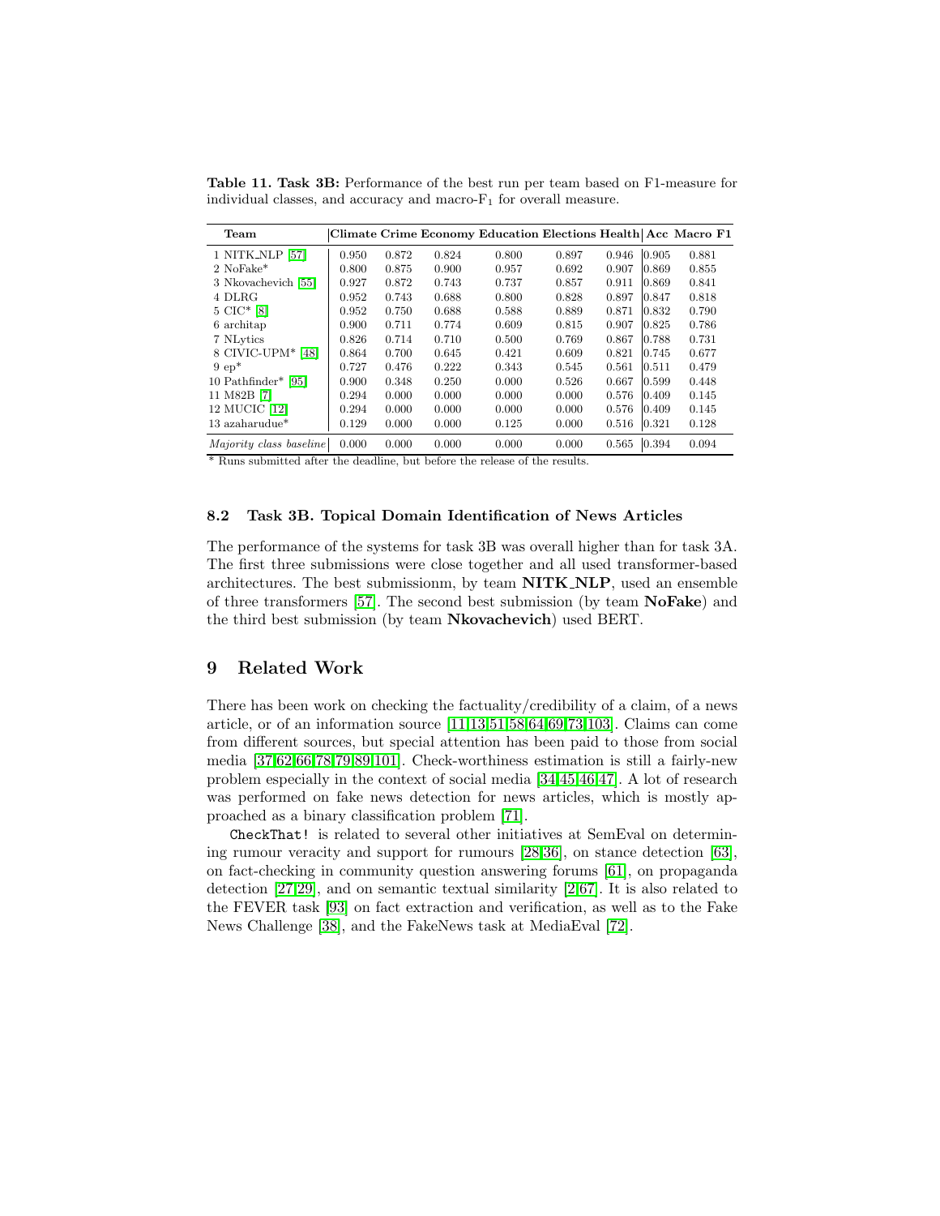**Table 11. Task 3B:** Performance of the best run per team based on F1-measure for individual classes, and accuracy and macro-$F_1$ for overall measure.

| Team | Climate | Crime | Economy | Education | Elections | Health | Acc | Macro F1 |
|---|---|---|---|---|---|---|---|---|
| 1 NITK_NLP [57] | 0.950 | 0.872 | 0.824 | 0.800 | 0.897 | 0.946 | 0.905 | 0.881 |
| 2 NoFake* | 0.800 | 0.875 | 0.900 | 0.957 | 0.692 | 0.907 | 0.869 | 0.855 |
| 3 Nkovachevich [55] | 0.927 | 0.872 | 0.743 | 0.737 | 0.857 | 0.911 | 0.869 | 0.841 |
| 4 DLRG | 0.952 | 0.743 | 0.688 | 0.800 | 0.828 | 0.897 | 0.847 | 0.818 |
| 5 CIC* [8] | 0.952 | 0.750 | 0.688 | 0.588 | 0.889 | 0.871 | 0.832 | 0.790 |
| 6 architap | 0.900 | 0.711 | 0.774 | 0.609 | 0.815 | 0.907 | 0.825 | 0.786 |
| 7 NLytics | 0.826 | 0.714 | 0.710 | 0.500 | 0.769 | 0.867 | 0.788 | 0.731 |
| 8 CIVIC-UPM* [48] | 0.864 | 0.700 | 0.645 | 0.421 | 0.609 | 0.821 | 0.745 | 0.677 |
| 9 ep* | 0.727 | 0.476 | 0.222 | 0.343 | 0.545 | 0.561 | 0.511 | 0.479 |
| 10 Pathfinder* [95] | 0.900 | 0.348 | 0.250 | 0.000 | 0.526 | 0.667 | 0.599 | 0.448 |
| 11 M82B [7] | 0.294 | 0.000 | 0.000 | 0.000 | 0.000 | 0.576 | 0.409 | 0.145 |
| 12 MUCIC [12] | 0.294 | 0.000 | 0.000 | 0.000 | 0.000 | 0.576 | 0.409 | 0.145 |
| 13 azaharudue* | 0.129 | 0.000 | 0.000 | 0.125 | 0.000 | 0.516 | 0.321 | 0.128 |
| *Majority class baseline* | 0.000 | 0.000 | 0.000 | 0.000 | 0.000 | 0.565 | 0.394 | 0.094 |

\* Runs submitted after the deadline, but before the release of the results.

### 8.2 Task 3B. Topical Domain Identification of News Articles

The performance of the systems for task 3B was overall higher than for task 3A. The first three submissions were close together and all used transformer-based architectures. The best submissionm, by team **NITK_NLP**, used an ensemble of three transformers [57]. The second best submission (by team **NoFake**) and the third best submission (by team **Nkovachevich**) used BERT.

## 9 Related Work

There has been work on checking the factuality/credibility of a claim, of a news article, or of an information source [11,13,51,58,64,69,73,103]. Claims can come from different sources, but special attention has been paid to those from social media [37,62,66,78,79,89,101]. Check-worthiness estimation is still a fairly-new problem especially in the context of social media [34,45,46,47]. A lot of research was performed on fake news detection for news articles, which is mostly approached as a binary classification problem [71].

CheckThat! is related to several other initiatives at SemEval on determining rumour veracity and support for rumours [28,36], on stance detection [63], on fact-checking in community question answering forums [61], on propaganda detection [27,29], and on semantic textual similarity [2,67]. It is also related to the FEVER task [93] on fact extraction and verification, as well as to the Fake News Challenge [38], and the FakeNews task at MediaEval [72].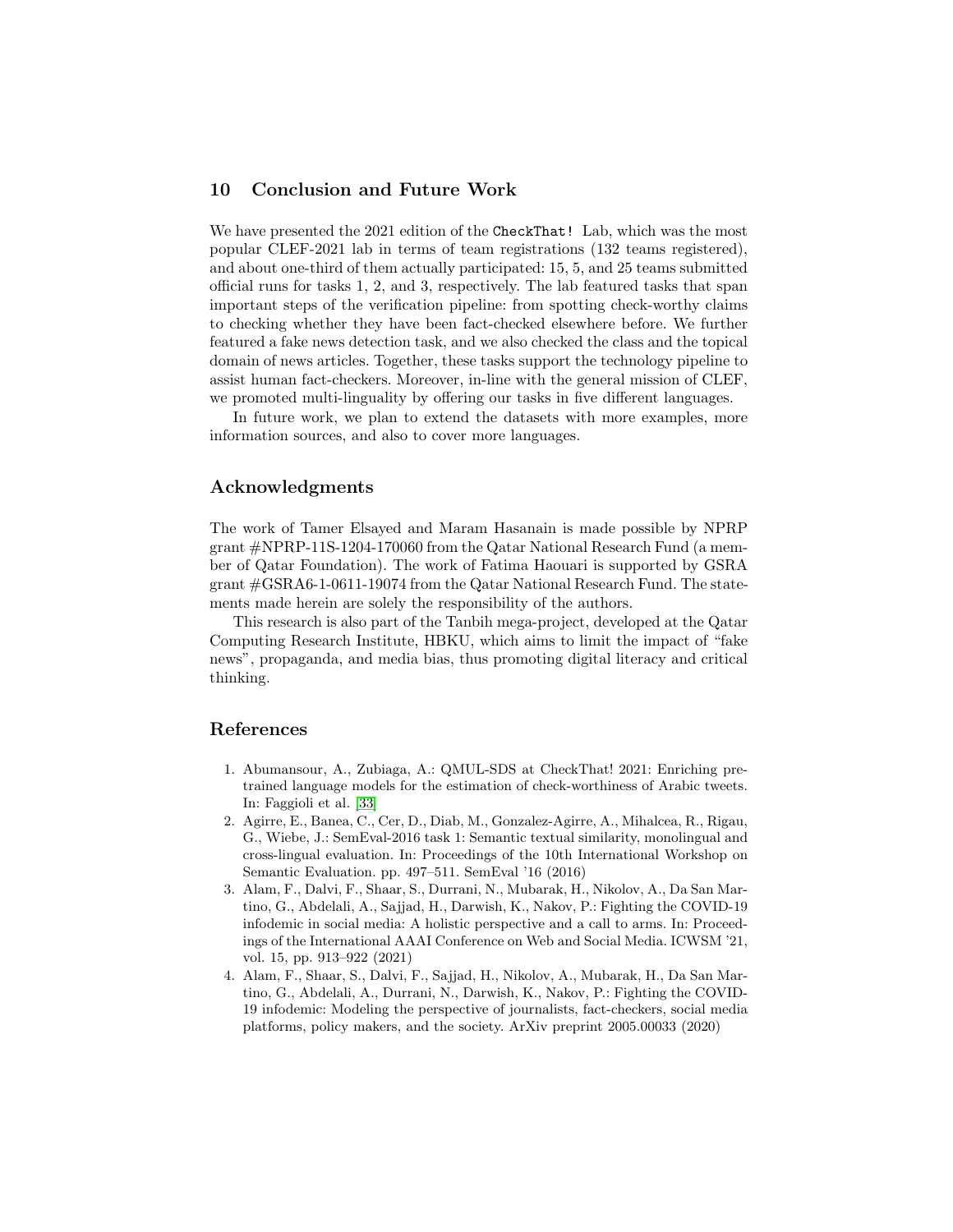## 10 Conclusion and Future Work

We have presented the 2021 edition of the CheckThat! Lab, which was the most popular CLEF-2021 lab in terms of team registrations (132 teams registered), and about one-third of them actually participated: 15, 5, and 25 teams submitted official runs for tasks 1, 2, and 3, respectively. The lab featured tasks that span important steps of the verification pipeline: from spotting check-worthy claims to checking whether they have been fact-checked elsewhere before. We further featured a fake news detection task, and we also checked the class and the topical domain of news articles. Together, these tasks support the technology pipeline to assist human fact-checkers. Moreover, in-line with the general mission of CLEF, we promoted multi-linguality by offering our tasks in five different languages.

In future work, we plan to extend the datasets with more examples, more information sources, and also to cover more languages.

## Acknowledgments

The work of Tamer Elsayed and Maram Hasanain is made possible by NPRP grant #NPRP-11S-1204-170060 from the Qatar National Research Fund (a member of Qatar Foundation). The work of Fatima Haouari is supported by GSRA grant #GSRA6-1-0611-19074 from the Qatar National Research Fund. The statements made herein are solely the responsibility of the authors.

This research is also part of the Tanbih mega-project, developed at the Qatar Computing Research Institute, HBKU, which aims to limit the impact of "fake news", propaganda, and media bias, thus promoting digital literacy and critical thinking.

## References

1. Abumansour, A., Zubiaga, A.: QMUL-SDS at CheckThat! 2021: Enriching pre-trained language models for the estimation of check-worthiness of Arabic tweets. In: Faggioli et al. [33]
2. Agirre, E., Banea, C., Cer, D., Diab, M., Gonzalez-Agirre, A., Mihalcea, R., Rigau, G., Wiebe, J.: SemEval-2016 task 1: Semantic textual similarity, monolingual and cross-lingual evaluation. In: Proceedings of the 10th International Workshop on Semantic Evaluation. pp. 497–511. SemEval '16 (2016)
3. Alam, F., Dalvi, F., Shaar, S., Durrani, N., Mubarak, H., Nikolov, A., Da San Martino, G., Abdelali, A., Sajjad, H., Darwish, K., Nakov, P.: Fighting the COVID-19 infodemic in social media: A holistic perspective and a call to arms. In: Proceedings of the International AAAI Conference on Web and Social Media. ICWSM '21, vol. 15, pp. 913–922 (2021)
4. Alam, F., Shaar, S., Dalvi, F., Sajjad, H., Nikolov, A., Mubarak, H., Da San Martino, G., Abdelali, A., Durrani, N., Darwish, K., Nakov, P.: Fighting the COVID-19 infodemic: Modeling the perspective of journalists, fact-checkers, social media platforms, policy makers, and the society. ArXiv preprint 2005.00033 (2020)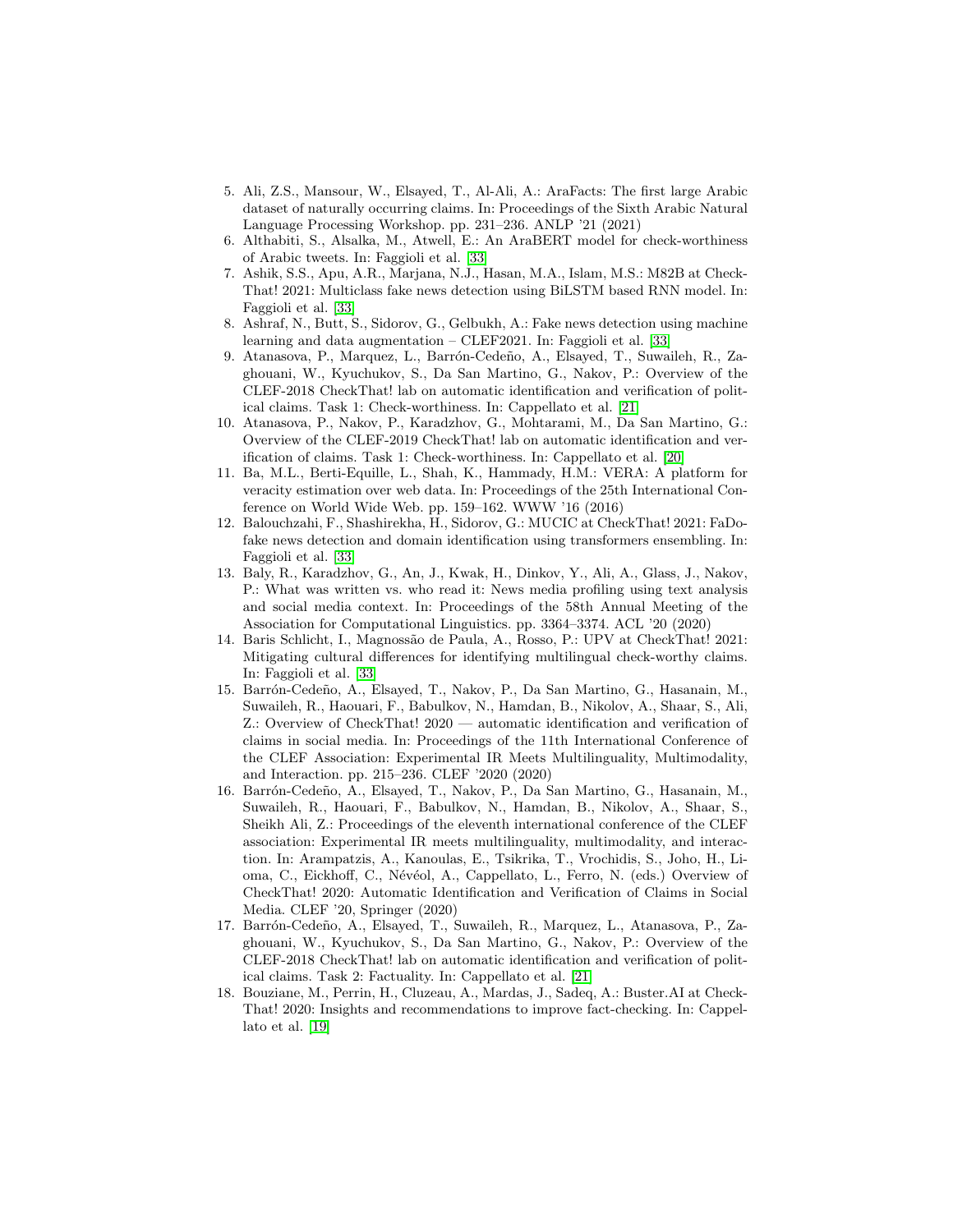5. Ali, Z.S., Mansour, W., Elsayed, T., Al-Ali, A.: AraFacts: The first large Arabic dataset of naturally occurring claims. In: Proceedings of the Sixth Arabic Natural Language Processing Workshop. pp. 231–236. ANLP '21 (2021)
6. Althabiti, S., Alsalka, M., Atwell, E.: An AraBERT model for check-worthiness of Arabic tweets. In: Faggioli et al. [33]
7. Ashik, S.S., Apu, A.R., Marjana, N.J., Hasan, M.A., Islam, M.S.: M82B at CheckThat! 2021: Multiclass fake news detection using BiLSTM based RNN model. In: Faggioli et al. [33]
8. Ashraf, N., Butt, S., Sidorov, G., Gelbukh, A.: Fake news detection using machine learning and data augmentation – CLEF2021. In: Faggioli et al. [33]
9. Atanasova, P., Marquez, L., Barrón-Cedeño, A., Elsayed, T., Suwaileh, R., Zaghouani, W., Kyuchukov, S., Da San Martino, G., Nakov, P.: Overview of the CLEF-2018 CheckThat! lab on automatic identification and verification of political claims. Task 1: Check-worthiness. In: Cappellato et al. [21]
10. Atanasova, P., Nakov, P., Karadzhov, G., Mohtarami, M., Da San Martino, G.: Overview of the CLEF-2019 CheckThat! lab on automatic identification and verification of claims. Task 1: Check-worthiness. In: Cappellato et al. [20]
11. Ba, M.L., Berti-Equille, L., Shah, K., Hammady, H.M.: VERA: A platform for veracity estimation over web data. In: Proceedings of the 25th International Conference on World Wide Web. pp. 159–162. WWW '16 (2016)
12. Balouchzahi, F., Shashirekha, H., Sidorov, G.: MUCIC at CheckThat! 2021: FaDo-fake news detection and domain identification using transformers ensembling. In: Faggioli et al. [33]
13. Baly, R., Karadzhov, G., An, J., Kwak, H., Dinkov, Y., Ali, A., Glass, J., Nakov, P.: What was written vs. who read it: News media profiling using text analysis and social media context. In: Proceedings of the 58th Annual Meeting of the Association for Computational Linguistics. pp. 3364–3374. ACL '20 (2020)
14. Baris Schlicht, I., Magnossão de Paula, A., Rosso, P.: UPV at CheckThat! 2021: Mitigating cultural differences for identifying multilingual check-worthy claims. In: Faggioli et al. [33]
15. Barrón-Cedeño, A., Elsayed, T., Nakov, P., Da San Martino, G., Hasanain, M., Suwaileh, R., Haouari, F., Babulkov, N., Hamdan, B., Nikolov, A., Shaar, S., Ali, Z.: Overview of CheckThat! 2020 — automatic identification and verification of claims in social media. In: Proceedings of the 11th International Conference of the CLEF Association: Experimental IR Meets Multilinguality, Multimodality, and Interaction. pp. 215–236. CLEF '2020 (2020)
16. Barrón-Cedeño, A., Elsayed, T., Nakov, P., Da San Martino, G., Hasanain, M., Suwaileh, R., Haouari, F., Babulkov, N., Hamdan, B., Nikolov, A., Shaar, S., Sheikh Ali, Z.: Proceedings of the eleventh international conference of the CLEF association: Experimental IR meets multilinguality, multimodality, and interaction. In: Arampatzis, A., Kanoulas, E., Tsikrika, T., Vrochidis, S., Joho, H., Lioma, C., Eickhoff, C., Névéol, A., Cappellato, L., Ferro, N. (eds.) Overview of CheckThat! 2020: Automatic Identification and Verification of Claims in Social Media. CLEF '20, Springer (2020)
17. Barrón-Cedeño, A., Elsayed, T., Suwaileh, R., Marquez, L., Atanasova, P., Zaghouani, W., Kyuchukov, S., Da San Martino, G., Nakov, P.: Overview of the CLEF-2018 CheckThat! lab on automatic identification and verification of political claims. Task 2: Factuality. In: Cappellato et al. [21]
18. Bouziane, M., Perrin, H., Cluzeau, A., Mardas, J., Sadeq, A.: Buster.AI at CheckThat! 2020: Insights and recommendations to improve fact-checking. In: Cappellato et al. [19]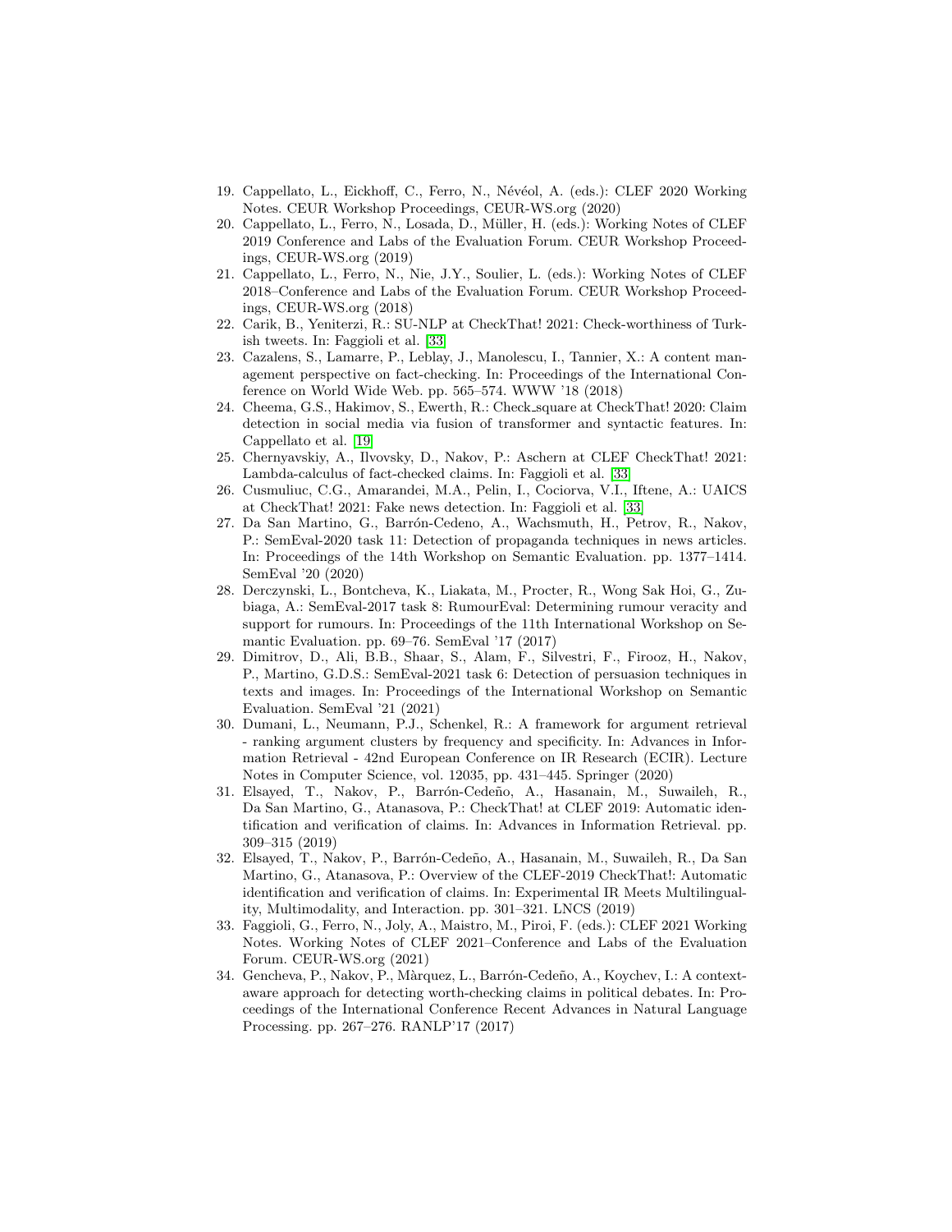19. Cappellato, L., Eickhoff, C., Ferro, N., Névéol, A. (eds.): CLEF 2020 Working Notes. CEUR Workshop Proceedings, CEUR-WS.org (2020)
20. Cappellato, L., Ferro, N., Losada, D., Müller, H. (eds.): Working Notes of CLEF 2019 Conference and Labs of the Evaluation Forum. CEUR Workshop Proceedings, CEUR-WS.org (2019)
21. Cappellato, L., Ferro, N., Nie, J.Y., Soulier, L. (eds.): Working Notes of CLEF 2018–Conference and Labs of the Evaluation Forum. CEUR Workshop Proceedings, CEUR-WS.org (2018)
22. Carik, B., Yeniterzi, R.: SU-NLP at CheckThat! 2021: Check-worthiness of Turkish tweets. In: Faggioli et al. [33]
23. Cazalens, S., Lamarre, P., Leblay, J., Manolescu, I., Tannier, X.: A content management perspective on fact-checking. In: Proceedings of the International Conference on World Wide Web. pp. 565–574. WWW '18 (2018)
24. Cheema, G.S., Hakimov, S., Ewerth, R.: Check_square at CheckThat! 2020: Claim detection in social media via fusion of transformer and syntactic features. In: Cappellato et al. [19]
25. Chernyavskiy, A., Ilvovsky, D., Nakov, P.: Aschern at CLEF CheckThat! 2021: Lambda-calculus of fact-checked claims. In: Faggioli et al. [33]
26. Cusmuliuc, C.G., Amarandei, M.A., Pelin, I., Cociorva, V.I., Iftene, A.: UAICS at CheckThat! 2021: Fake news detection. In: Faggioli et al. [33]
27. Da San Martino, G., Barrón-Cedeno, A., Wachsmuth, H., Petrov, R., Nakov, P.: SemEval-2020 task 11: Detection of propaganda techniques in news articles. In: Proceedings of the 14th Workshop on Semantic Evaluation. pp. 1377–1414. SemEval '20 (2020)
28. Derczynski, L., Bontcheva, K., Liakata, M., Procter, R., Wong Sak Hoi, G., Zubiaga, A.: SemEval-2017 task 8: RumourEval: Determining rumour veracity and support for rumours. In: Proceedings of the 11th International Workshop on Semantic Evaluation. pp. 69–76. SemEval '17 (2017)
29. Dimitrov, D., Ali, B.B., Shaar, S., Alam, F., Silvestri, F., Firooz, H., Nakov, P., Martino, G.D.S.: SemEval-2021 task 6: Detection of persuasion techniques in texts and images. In: Proceedings of the International Workshop on Semantic Evaluation. SemEval '21 (2021)
30. Dumani, L., Neumann, P.J., Schenkel, R.: A framework for argument retrieval - ranking argument clusters by frequency and specificity. In: Advances in Information Retrieval - 42nd European Conference on IR Research (ECIR). Lecture Notes in Computer Science, vol. 12035, pp. 431–445. Springer (2020)
31. Elsayed, T., Nakov, P., Barrón-Cedeño, A., Hasanain, M., Suwaileh, R., Da San Martino, G., Atanasova, P.: CheckThat! at CLEF 2019: Automatic identification and verification of claims. In: Advances in Information Retrieval. pp. 309–315 (2019)
32. Elsayed, T., Nakov, P., Barrón-Cedeño, A., Hasanain, M., Suwaileh, R., Da San Martino, G., Atanasova, P.: Overview of the CLEF-2019 CheckThat!: Automatic identification and verification of claims. In: Experimental IR Meets Multilinguality, Multimodality, and Interaction. pp. 301–321. LNCS (2019)
33. Faggioli, G., Ferro, N., Joly, A., Maistro, M., Piroi, F. (eds.): CLEF 2021 Working Notes. Working Notes of CLEF 2021–Conference and Labs of the Evaluation Forum. CEUR-WS.org (2021)
34. Gencheva, P., Nakov, P., Màrquez, L., Barrón-Cedeño, A., Koychev, I.: A context-aware approach for detecting worth-checking claims in political debates. In: Proceedings of the International Conference Recent Advances in Natural Language Processing. pp. 267–276. RANLP'17 (2017)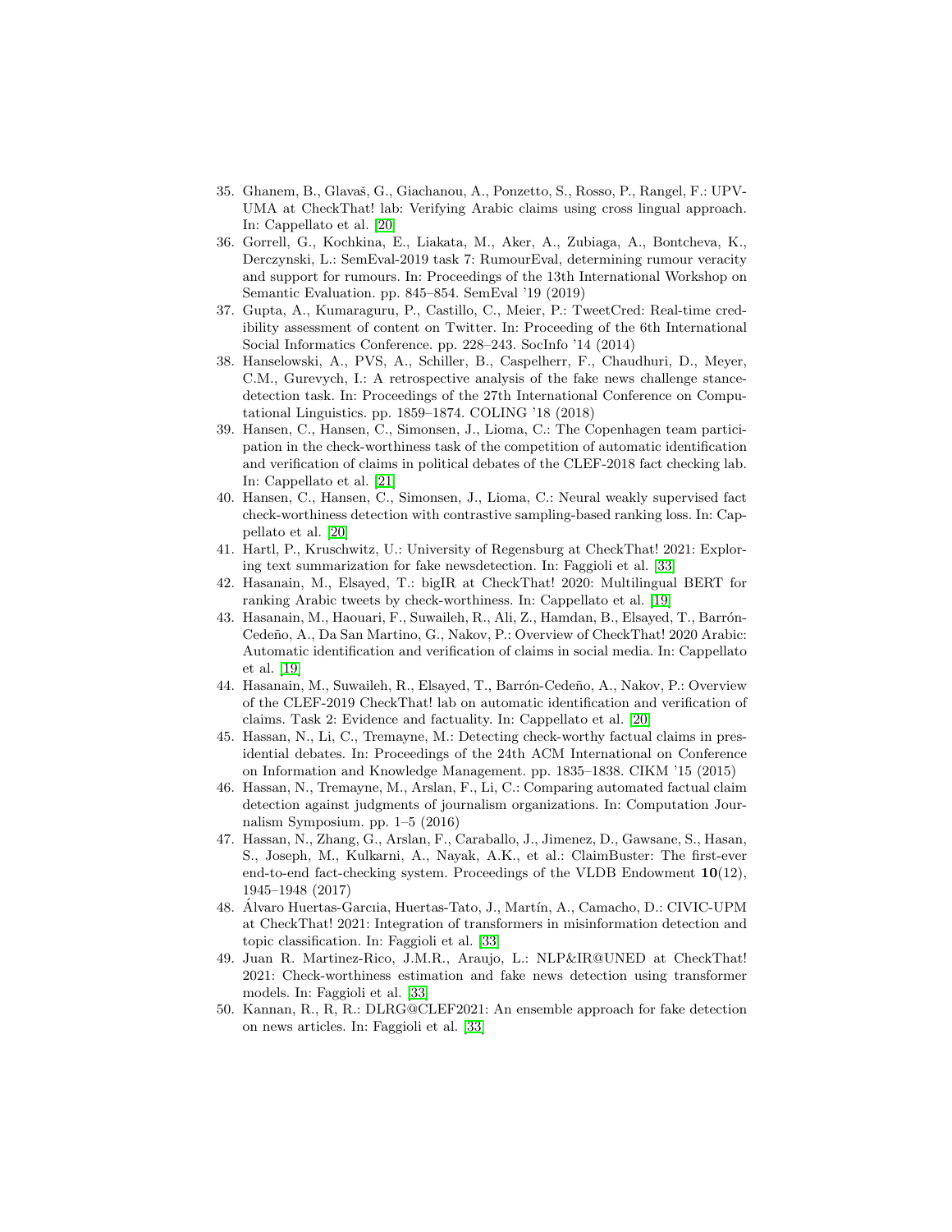35. Ghanem, B., Glavaš, G., Giachanou, A., Ponzetto, S., Rosso, P., Rangel, F.: UPV-UMA at CheckThat! lab: Verifying Arabic claims using cross lingual approach. In: Cappellato et al. [20]
36. Gorrell, G., Kochkina, E., Liakata, M., Aker, A., Zubiaga, A., Bontcheva, K., Derczynski, L.: SemEval-2019 task 7: RumourEval, determining rumour veracity and support for rumours. In: Proceedings of the 13th International Workshop on Semantic Evaluation. pp. 845–854. SemEval '19 (2019)
37. Gupta, A., Kumaraguru, P., Castillo, C., Meier, P.: TweetCred: Real-time credibility assessment of content on Twitter. In: Proceeding of the 6th International Social Informatics Conference. pp. 228–243. SocInfo '14 (2014)
38. Hanselowski, A., PVS, A., Schiller, B., Caspelherr, F., Chaudhuri, D., Meyer, C.M., Gurevych, I.: A retrospective analysis of the fake news challenge stance-detection task. In: Proceedings of the 27th International Conference on Computational Linguistics. pp. 1859–1874. COLING '18 (2018)
39. Hansen, C., Hansen, C., Simonsen, J., Lioma, C.: The Copenhagen team participation in the check-worthiness task of the competition of automatic identification and verification of claims in political debates of the CLEF-2018 fact checking lab. In: Cappellato et al. [21]
40. Hansen, C., Hansen, C., Simonsen, J., Lioma, C.: Neural weakly supervised fact check-worthiness detection with contrastive sampling-based ranking loss. In: Cappellato et al. [20]
41. Hartl, P., Kruschwitz, U.: University of Regensburg at CheckThat! 2021: Exploring text summarization for fake newsdetection. In: Faggioli et al. [33]
42. Hasanain, M., Elsayed, T.: bigIR at CheckThat! 2020: Multilingual BERT for ranking Arabic tweets by check-worthiness. In: Cappellato et al. [19]
43. Hasanain, M., Haouari, F., Suwaileh, R., Ali, Z., Hamdan, B., Elsayed, T., Barrón-Cedeño, A., Da San Martino, G., Nakov, P.: Overview of CheckThat! 2020 Arabic: Automatic identification and verification of claims in social media. In: Cappellato et al. [19]
44. Hasanain, M., Suwaileh, R., Elsayed, T., Barrón-Cedeño, A., Nakov, P.: Overview of the CLEF-2019 CheckThat! lab on automatic identification and verification of claims. Task 2: Evidence and factuality. In: Cappellato et al. [20]
45. Hassan, N., Li, C., Tremayne, M.: Detecting check-worthy factual claims in presidential debates. In: Proceedings of the 24th ACM International on Conference on Information and Knowledge Management. pp. 1835–1838. CIKM '15 (2015)
46. Hassan, N., Tremayne, M., Arslan, F., Li, C.: Comparing automated factual claim detection against judgments of journalism organizations. In: Computation Journalism Symposium. pp. 1–5 (2016)
47. Hassan, N., Zhang, G., Arslan, F., Caraballo, J., Jimenez, D., Gawsane, S., Hasan, S., Joseph, M., Kulkarni, A., Nayak, A.K., et al.: ClaimBuster: The first-ever end-to-end fact-checking system. Proceedings of the VLDB Endowment **10**(12), 1945–1948 (2017)
48. Álvaro Huertas-Garciia, Huertas-Tato, J., Martín, A., Camacho, D.: CIVIC-UPM at CheckThat! 2021: Integration of transformers in misinformation detection and topic classification. In: Faggioli et al. [33]
49. Juan R. Martinez-Rico, J.M.R., Araujo, L.: NLP&IR@UNED at CheckThat! 2021: Check-worthiness estimation and fake news detection using transformer models. In: Faggioli et al. [33]
50. Kannan, R., R, R.: DLRG@CLEF2021: An ensemble approach for fake detection on news articles. In: Faggioli et al. [33]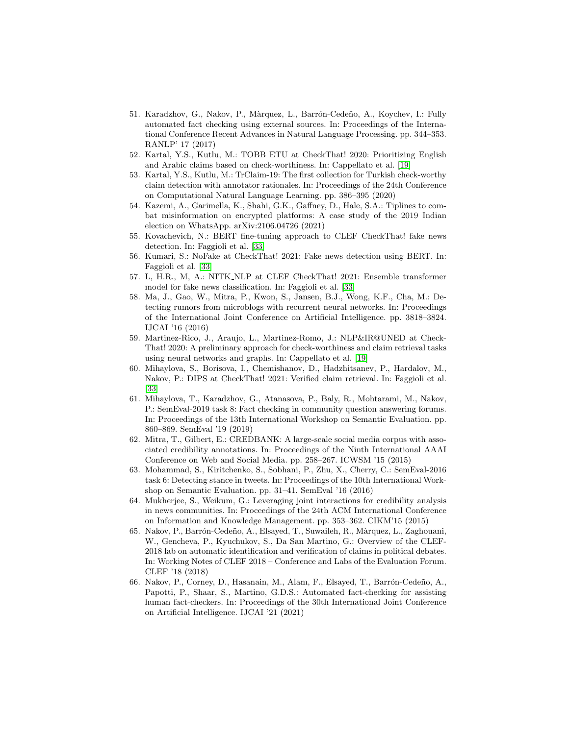51. Karadzhov, G., Nakov, P., Màrquez, L., Barrón-Cedeño, A., Koychev, I.: Fully automated fact checking using external sources. In: Proceedings of the International Conference Recent Advances in Natural Language Processing. pp. 344–353. RANLP' 17 (2017)
52. Kartal, Y.S., Kutlu, M.: TOBB ETU at CheckThat! 2020: Prioritizing English and Arabic claims based on check-worthiness. In: Cappellato et al. [19]
53. Kartal, Y.S., Kutlu, M.: TrClaim-19: The first collection for Turkish check-worthy claim detection with annotator rationales. In: Proceedings of the 24th Conference on Computational Natural Language Learning. pp. 386–395 (2020)
54. Kazemi, A., Garimella, K., Shahi, G.K., Gaffney, D., Hale, S.A.: Tiplines to combat misinformation on encrypted platforms: A case study of the 2019 Indian election on WhatsApp. arXiv:2106.04726 (2021)
55. Kovachevich, N.: BERT fine-tuning approach to CLEF CheckThat! fake news detection. In: Faggioli et al. [33]
56. Kumari, S.: NoFake at CheckThat! 2021: Fake news detection using BERT. In: Faggioli et al. [33]
57. L, H.R., M, A.: NITK_NLP at CLEF CheckThat! 2021: Ensemble transformer model for fake news classification. In: Faggioli et al. [33]
58. Ma, J., Gao, W., Mitra, P., Kwon, S., Jansen, B.J., Wong, K.F., Cha, M.: Detecting rumors from microblogs with recurrent neural networks. In: Proceedings of the International Joint Conference on Artificial Intelligence. pp. 3818–3824. IJCAI '16 (2016)
59. Martinez-Rico, J., Araujo, L., Martinez-Romo, J.: NLP&IR@UNED at CheckThat! 2020: A preliminary approach for check-worthiness and claim retrieval tasks using neural networks and graphs. In: Cappellato et al. [19]
60. Mihaylova, S., Borisova, I., Chemishanov, D., Hadzhitsanev, P., Hardalov, M., Nakov, P.: DIPS at CheckThat! 2021: Verified claim retrieval. In: Faggioli et al. [33]
61. Mihaylova, T., Karadzhov, G., Atanasova, P., Baly, R., Mohtarami, M., Nakov, P.: SemEval-2019 task 8: Fact checking in community question answering forums. In: Proceedings of the 13th International Workshop on Semantic Evaluation. pp. 860–869. SemEval '19 (2019)
62. Mitra, T., Gilbert, E.: CREDBANK: A large-scale social media corpus with associated credibility annotations. In: Proceedings of the Ninth International AAAI Conference on Web and Social Media. pp. 258–267. ICWSM '15 (2015)
63. Mohammad, S., Kiritchenko, S., Sobhani, P., Zhu, X., Cherry, C.: SemEval-2016 task 6: Detecting stance in tweets. In: Proceedings of the 10th International Workshop on Semantic Evaluation. pp. 31–41. SemEval '16 (2016)
64. Mukherjee, S., Weikum, G.: Leveraging joint interactions for credibility analysis in news communities. In: Proceedings of the 24th ACM International Conference on Information and Knowledge Management. pp. 353–362. CIKM'15 (2015)
65. Nakov, P., Barrón-Cedeño, A., Elsayed, T., Suwaileh, R., Màrquez, L., Zaghouani, W., Gencheva, P., Kyuchukov, S., Da San Martino, G.: Overview of the CLEF-2018 lab on automatic identification and verification of claims in political debates. In: Working Notes of CLEF 2018 – Conference and Labs of the Evaluation Forum. CLEF '18 (2018)
66. Nakov, P., Corney, D., Hasanain, M., Alam, F., Elsayed, T., Barrón-Cedeño, A., Papotti, P., Shaar, S., Martino, G.D.S.: Automated fact-checking for assisting human fact-checkers. In: Proceedings of the 30th International Joint Conference on Artificial Intelligence. IJCAI '21 (2021)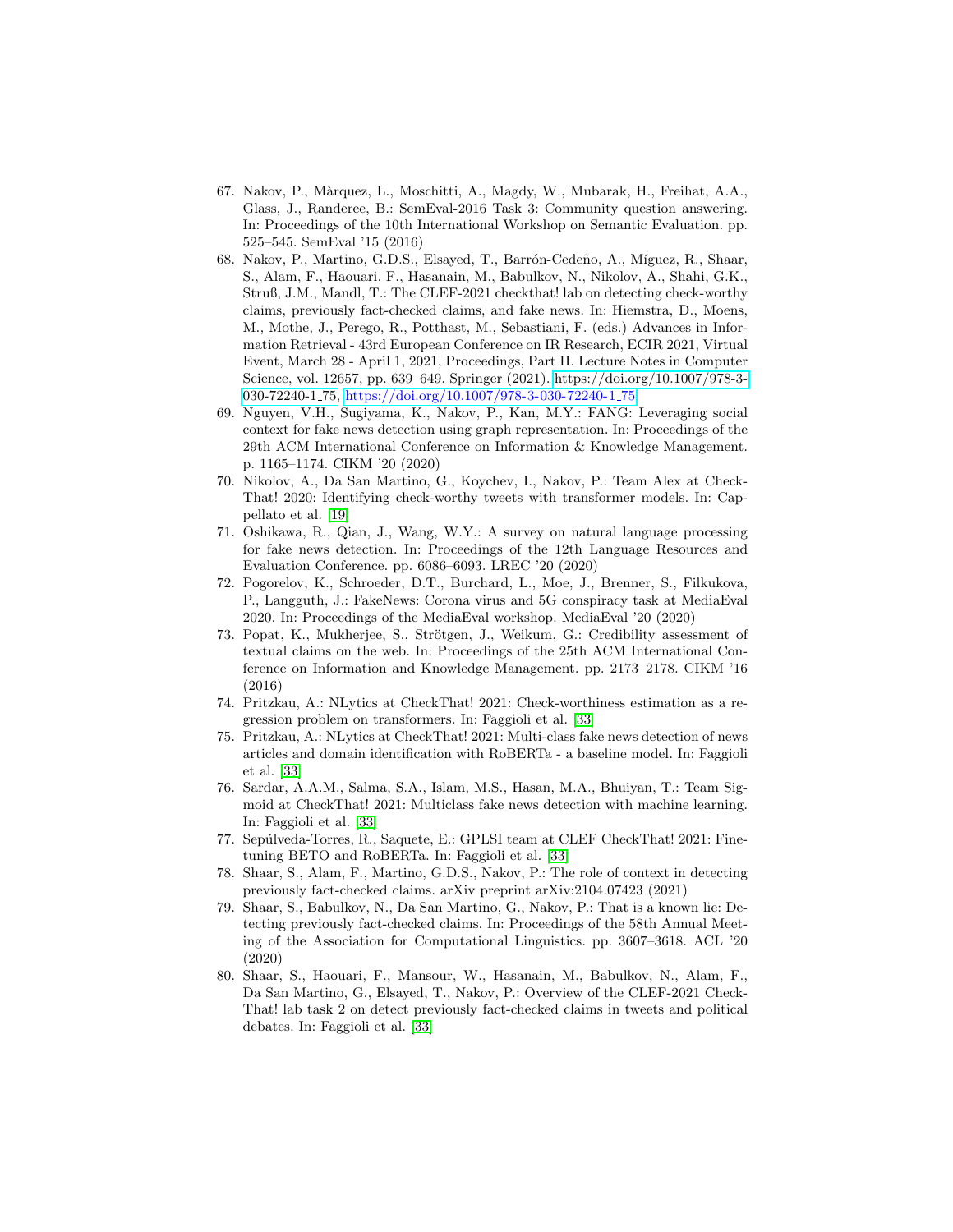67. Nakov, P., Màrquez, L., Moschitti, A., Magdy, W., Mubarak, H., Freihat, A.A., Glass, J., Randeree, B.: SemEval-2016 Task 3: Community question answering. In: Proceedings of the 10th International Workshop on Semantic Evaluation. pp. 525–545. SemEval '15 (2016)
68. Nakov, P., Martino, G.D.S., Elsayed, T., Barrón-Cedeño, A., Míguez, R., Shaar, S., Alam, F., Haouari, F., Hasanain, M., Babulkov, N., Nikolov, A., Shahi, G.K., Struß, J.M., Mandl, T.: The CLEF-2021 checkthat! lab on detecting check-worthy claims, previously fact-checked claims, and fake news. In: Hiemstra, D., Moens, M., Mothe, J., Perego, R., Potthast, M., Sebastiani, F. (eds.) Advances in Information Retrieval - 43rd European Conference on IR Research, ECIR 2021, Virtual Event, March 28 - April 1, 2021, Proceedings, Part II. Lecture Notes in Computer Science, vol. 12657, pp. 639–649. Springer (2021). https://doi.org/10.1007/978-3-030-72240-1_75, https://doi.org/10.1007/978-3-030-72240-1_75
69. Nguyen, V.H., Sugiyama, K., Nakov, P., Kan, M.Y.: FANG: Leveraging social context for fake news detection using graph representation. In: Proceedings of the 29th ACM International Conference on Information & Knowledge Management. p. 1165–1174. CIKM '20 (2020)
70. Nikolov, A., Da San Martino, G., Koychev, I., Nakov, P.: Team_Alex at CheckThat! 2020: Identifying check-worthy tweets with transformer models. In: Cappellato et al. [19]
71. Oshikawa, R., Qian, J., Wang, W.Y.: A survey on natural language processing for fake news detection. In: Proceedings of the 12th Language Resources and Evaluation Conference. pp. 6086–6093. LREC '20 (2020)
72. Pogorelov, K., Schroeder, D.T., Burchard, L., Moe, J., Brenner, S., Filkukova, P., Langguth, J.: FakeNews: Corona virus and 5G conspiracy task at MediaEval 2020. In: Proceedings of the MediaEval workshop. MediaEval '20 (2020)
73. Popat, K., Mukherjee, S., Strötgen, J., Weikum, G.: Credibility assessment of textual claims on the web. In: Proceedings of the 25th ACM International Conference on Information and Knowledge Management. pp. 2173–2178. CIKM '16 (2016)
74. Pritzkau, A.: NLytics at CheckThat! 2021: Check-worthiness estimation as a regression problem on transformers. In: Faggioli et al. [33]
75. Pritzkau, A.: NLytics at CheckThat! 2021: Multi-class fake news detection of news articles and domain identification with RoBERTa - a baseline model. In: Faggioli et al. [33]
76. Sardar, A.A.M., Salma, S.A., Islam, M.S., Hasan, M.A., Bhuiyan, T.: Team Sigmoid at CheckThat! 2021: Multiclass fake news detection with machine learning. In: Faggioli et al. [33]
77. Sepúlveda-Torres, R., Saquete, E.: GPLSI team at CLEF CheckThat! 2021: Fine-tuning BETO and RoBERTa. In: Faggioli et al. [33]
78. Shaar, S., Alam, F., Martino, G.D.S., Nakov, P.: The role of context in detecting previously fact-checked claims. arXiv preprint arXiv:2104.07423 (2021)
79. Shaar, S., Babulkov, N., Da San Martino, G., Nakov, P.: That is a known lie: Detecting previously fact-checked claims. In: Proceedings of the 58th Annual Meeting of the Association for Computational Linguistics. pp. 3607–3618. ACL '20 (2020)
80. Shaar, S., Haouari, F., Mansour, W., Hasanain, M., Babulkov, N., Alam, F., Da San Martino, G., Elsayed, T., Nakov, P.: Overview of the CLEF-2021 CheckThat! lab task 2 on detect previously fact-checked claims in tweets and political debates. In: Faggioli et al. [33]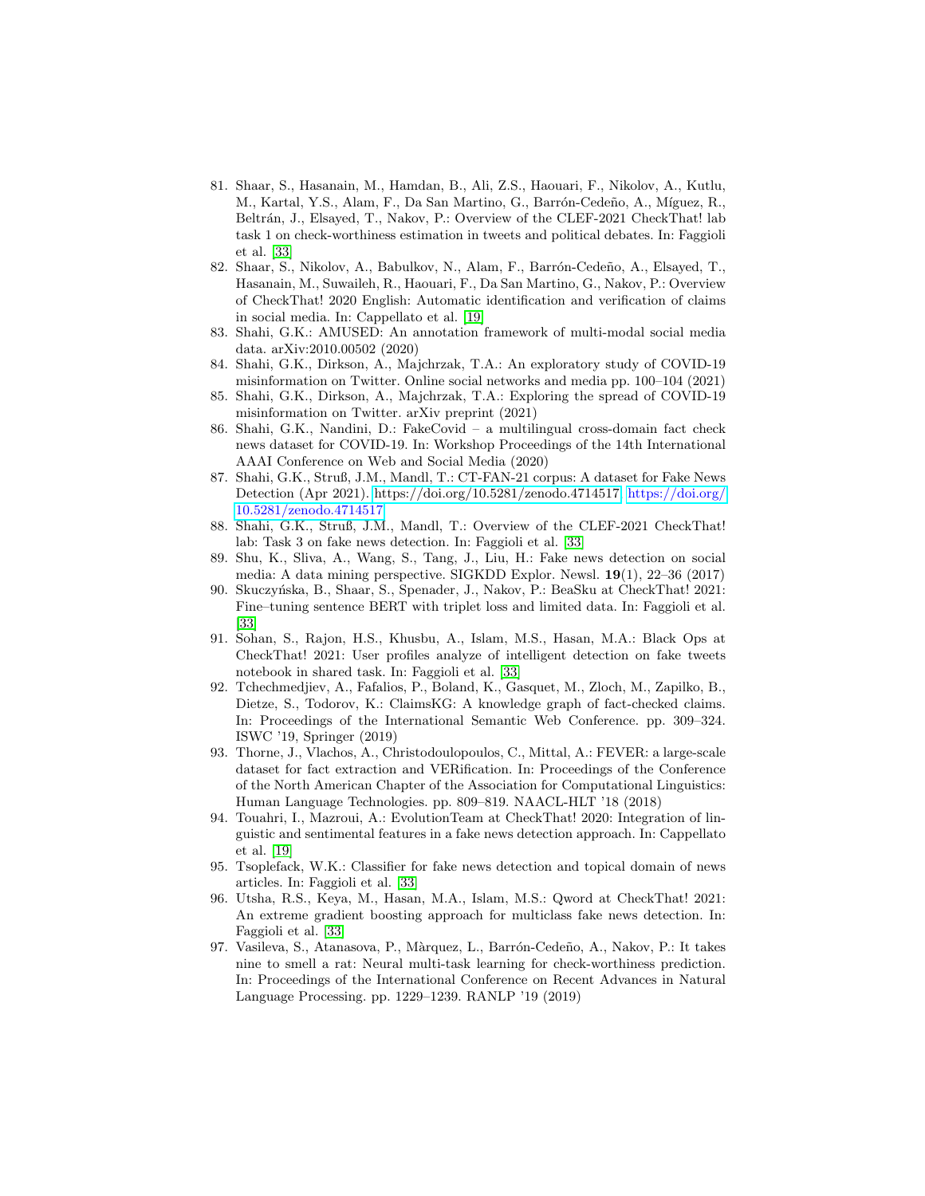81. Shaar, S., Hasanain, M., Hamdan, B., Ali, Z.S., Haouari, F., Nikolov, A., Kutlu, M., Kartal, Y.S., Alam, F., Da San Martino, G., Barrón-Cedeño, A., Míguez, R., Beltrán, J., Elsayed, T., Nakov, P.: Overview of the CLEF-2021 CheckThat! lab task 1 on check-worthiness estimation in tweets and political debates. In: Faggioli et al. [33]
82. Shaar, S., Nikolov, A., Babulkov, N., Alam, F., Barrón-Cedeño, A., Elsayed, T., Hasanain, M., Suwaileh, R., Haouari, F., Da San Martino, G., Nakov, P.: Overview of CheckThat! 2020 English: Automatic identification and verification of claims in social media. In: Cappellato et al. [19]
83. Shahi, G.K.: AMUSED: An annotation framework of multi-modal social media data. arXiv:2010.00502 (2020)
84. Shahi, G.K., Dirkson, A., Majchrzak, T.A.: An exploratory study of COVID-19 misinformation on Twitter. Online social networks and media pp. 100–104 (2021)
85. Shahi, G.K., Dirkson, A., Majchrzak, T.A.: Exploring the spread of COVID-19 misinformation on Twitter. arXiv preprint (2021)
86. Shahi, G.K., Nandini, D.: FakeCovid – a multilingual cross-domain fact check news dataset for COVID-19. In: Workshop Proceedings of the 14th International AAAI Conference on Web and Social Media (2020)
87. Shahi, G.K., Struß, J.M., Mandl, T.: CT-FAN-21 corpus: A dataset for Fake News Detection (Apr 2021). https://doi.org/10.5281/zenodo.4714517, https://doi.org/10.5281/zenodo.4714517
88. Shahi, G.K., Struß, J.M., Mandl, T.: Overview of the CLEF-2021 CheckThat! lab: Task 3 on fake news detection. In: Faggioli et al. [33]
89. Shu, K., Sliva, A., Wang, S., Tang, J., Liu, H.: Fake news detection on social media: A data mining perspective. SIGKDD Explor. Newsl. **19**(1), 22–36 (2017)
90. Skuczyńska, B., Shaar, S., Spenader, J., Nakov, P.: BeaSku at CheckThat! 2021: Fine–tuning sentence BERT with triplet loss and limited data. In: Faggioli et al. [33]
91. Sohan, S., Rajon, H.S., Khusbu, A., Islam, M.S., Hasan, M.A.: Black Ops at CheckThat! 2021: User profiles analyze of intelligent detection on fake tweets notebook in shared task. In: Faggioli et al. [33]
92. Tchechmedjiev, A., Fafalios, P., Boland, K., Gasquet, M., Zloch, M., Zapilko, B., Dietze, S., Todorov, K.: ClaimsKG: A knowledge graph of fact-checked claims. In: Proceedings of the International Semantic Web Conference. pp. 309–324. ISWC '19, Springer (2019)
93. Thorne, J., Vlachos, A., Christodoulopoulos, C., Mittal, A.: FEVER: a large-scale dataset for fact extraction and VERification. In: Proceedings of the Conference of the North American Chapter of the Association for Computational Linguistics: Human Language Technologies. pp. 809–819. NAACL-HLT '18 (2018)
94. Touahri, I., Mazroui, A.: EvolutionTeam at CheckThat! 2020: Integration of linguistic and sentimental features in a fake news detection approach. In: Cappellato et al. [19]
95. Tsoplefack, W.K.: Classifier for fake news detection and topical domain of news articles. In: Faggioli et al. [33]
96. Utsha, R.S., Keya, M., Hasan, M.A., Islam, M.S.: Qword at CheckThat! 2021: An extreme gradient boosting approach for multiclass fake news detection. In: Faggioli et al. [33]
97. Vasileva, S., Atanasova, P., Màrquez, L., Barrón-Cedeño, A., Nakov, P.: It takes nine to smell a rat: Neural multi-task learning for check-worthiness prediction. In: Proceedings of the International Conference on Recent Advances in Natural Language Processing. pp. 1229–1239. RANLP '19 (2019)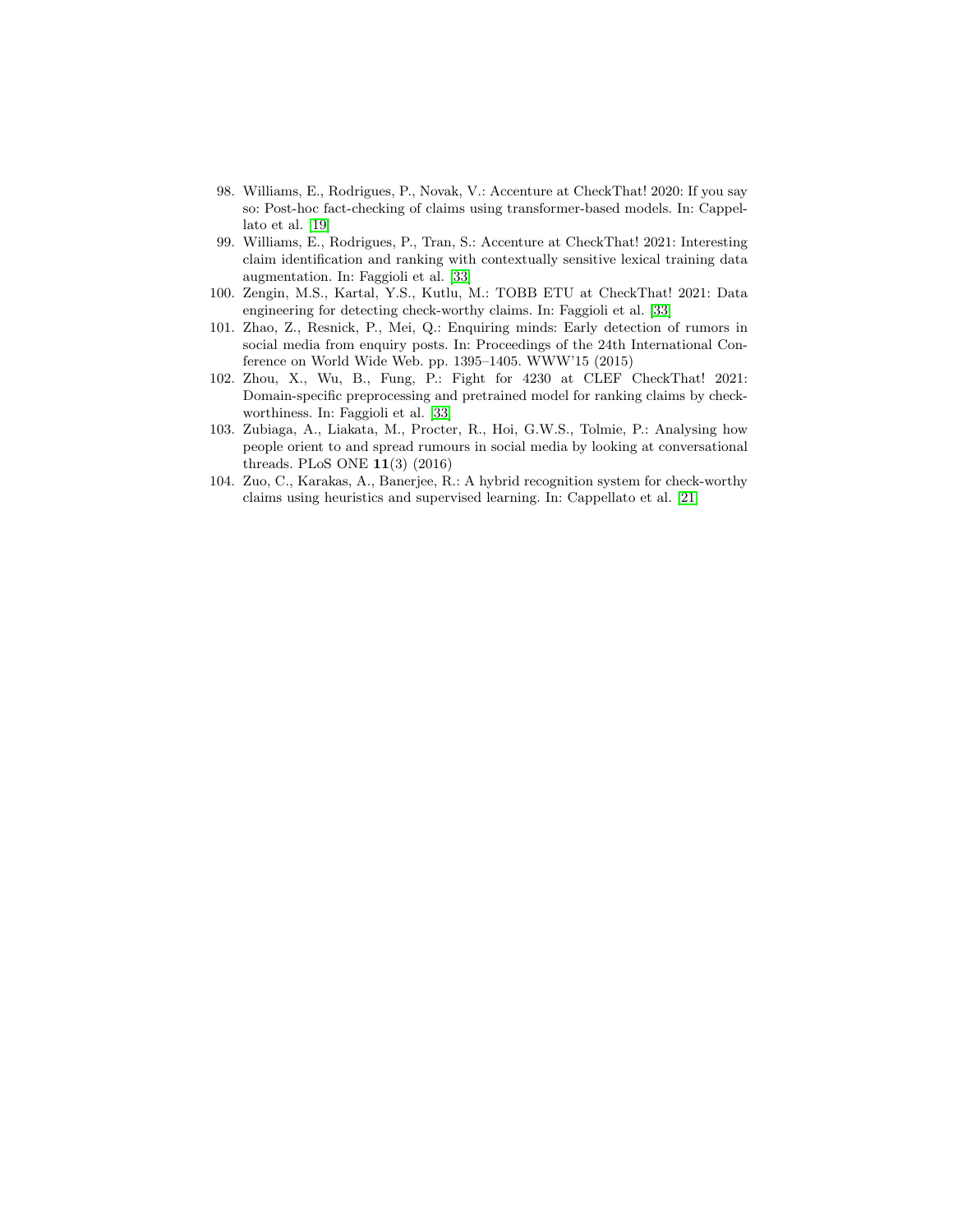98. Williams, E., Rodrigues, P., Novak, V.: Accenture at CheckThat! 2020: If you say so: Post-hoc fact-checking of claims using transformer-based models. In: Cappellato et al. [19]
99. Williams, E., Rodrigues, P., Tran, S.: Accenture at CheckThat! 2021: Interesting claim identification and ranking with contextually sensitive lexical training data augmentation. In: Faggioli et al. [33]
100. Zengin, M.S., Kartal, Y.S., Kutlu, M.: TOBB ETU at CheckThat! 2021: Data engineering for detecting check-worthy claims. In: Faggioli et al. [33]
101. Zhao, Z., Resnick, P., Mei, Q.: Enquiring minds: Early detection of rumors in social media from enquiry posts. In: Proceedings of the 24th International Conference on World Wide Web. pp. 1395–1405. WWW'15 (2015)
102. Zhou, X., Wu, B., Fung, P.: Fight for 4230 at CLEF CheckThat! 2021: Domain-specific preprocessing and pretrained model for ranking claims by check-worthiness. In: Faggioli et al. [33]
103. Zubiaga, A., Liakata, M., Procter, R., Hoi, G.W.S., Tolmie, P.: Analysing how people orient to and spread rumours in social media by looking at conversational threads. PLoS ONE **11**(3) (2016)
104. Zuo, C., Karakas, A., Banerjee, R.: A hybrid recognition system for check-worthy claims using heuristics and supervised learning. In: Cappellato et al. [21]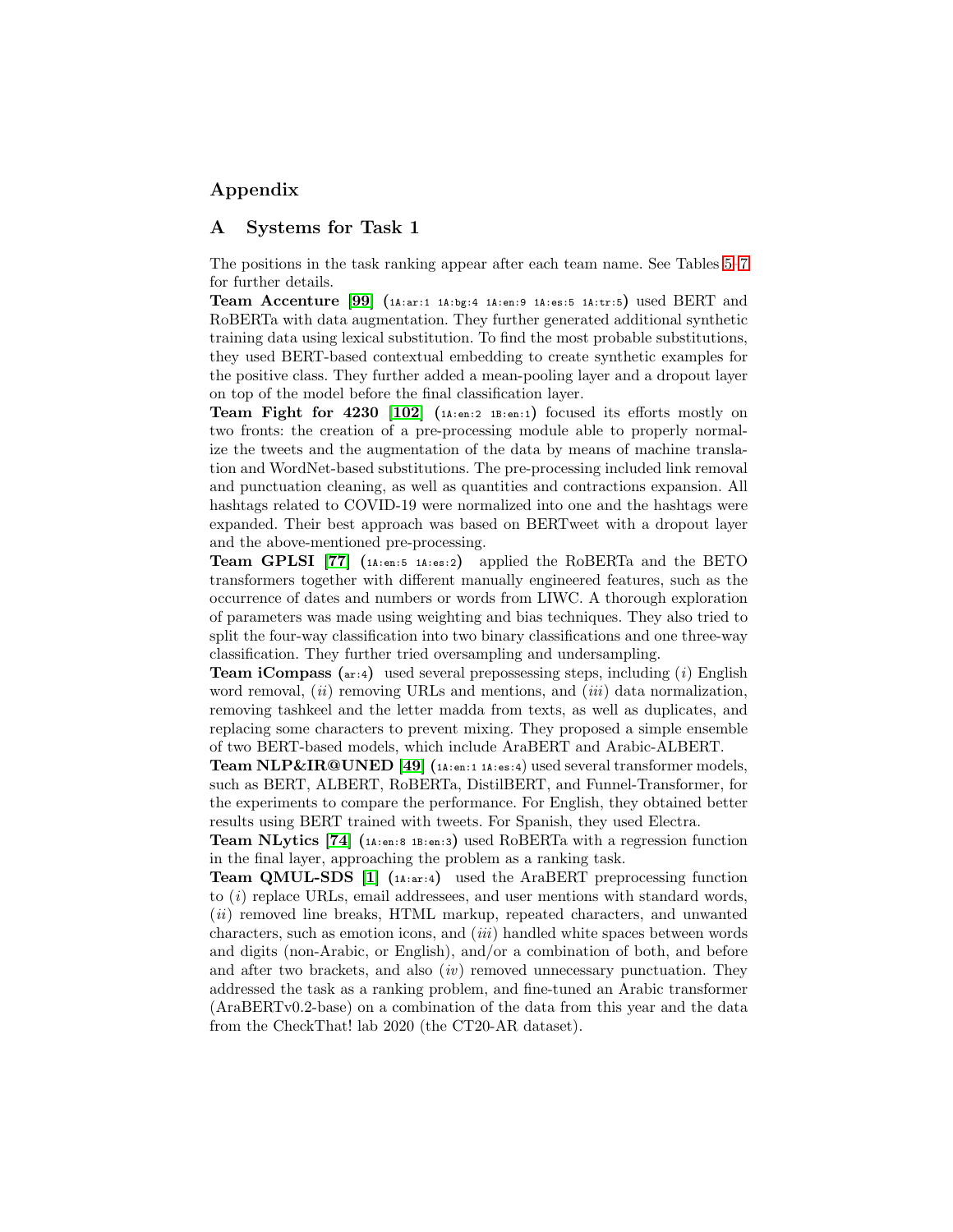# Appendix

## A Systems for Task 1

The positions in the task ranking appear after each team name. See Tables 5–7 for further details.

**Team Accenture** [99] (`1A:ar:1 1A:bg:4 1A:en:9 1A:es:5 1A:tr:5`) used BERT and RoBERTa with data augmentation. They further generated additional synthetic training data using lexical substitution. To find the most probable substitutions, they used BERT-based contextual embedding to create synthetic examples for the positive class. They further added a mean-pooling layer and a dropout layer on top of the model before the final classification layer.

**Team Fight for 4230** [102] (`1A:en:2 1B:en:1`) focused its efforts mostly on two fronts: the creation of a pre-processing module able to properly normalize the tweets and the augmentation of the data by means of machine translation and WordNet-based substitutions. The pre-processing included link removal and punctuation cleaning, as well as quantities and contractions expansion. All hashtags related to COVID-19 were normalized into one and the hashtags were expanded. Their best approach was based on BERTweet with a dropout layer and the above-mentioned pre-processing.

**Team GPLSI** [77] (`1A:en:5 1A:es:2`) applied the RoBERTa and the BETO transformers together with different manually engineered features, such as the occurrence of dates and numbers or words from LIWC. A thorough exploration of parameters was made using weighting and bias techniques. They also tried to split the four-way classification into two binary classifications and one three-way classification. They further tried oversampling and undersampling.

**Team iCompass** (`ar:4`) used several prepossessing steps, including (*i*) English word removal, (*ii*) removing URLs and mentions, and (*iii*) data normalization, removing tashkeel and the letter madda from texts, as well as duplicates, and replacing some characters to prevent mixing. They proposed a simple ensemble of two BERT-based models, which include AraBERT and Arabic-ALBERT.

**Team NLP&IR@UNED** [49] (`1A:en:1 1A:es:4`) used several transformer models, such as BERT, ALBERT, RoBERTa, DistilBERT, and Funnel-Transformer, for the experiments to compare the performance. For English, they obtained better results using BERT trained with tweets. For Spanish, they used Electra.

**Team NLytics** [74] (`1A:en:8 1B:en:3`) used RoBERTa with a regression function in the final layer, approaching the problem as a ranking task.

**Team QMUL-SDS** [1] (`1A:ar:4`) used the AraBERT preprocessing function to (*i*) replace URLs, email addressees, and user mentions with standard words, (*ii*) removed line breaks, HTML markup, repeated characters, and unwanted characters, such as emotion icons, and (*iii*) handled white spaces between words and digits (non-Arabic, or English), and/or a combination of both, and before and after two brackets, and also (*iv*) removed unnecessary punctuation. They addressed the task as a ranking problem, and fine-tuned an Arabic transformer (AraBERTv0.2-base) on a combination of the data from this year and the data from the CheckThat! lab 2020 (the CT20-AR dataset).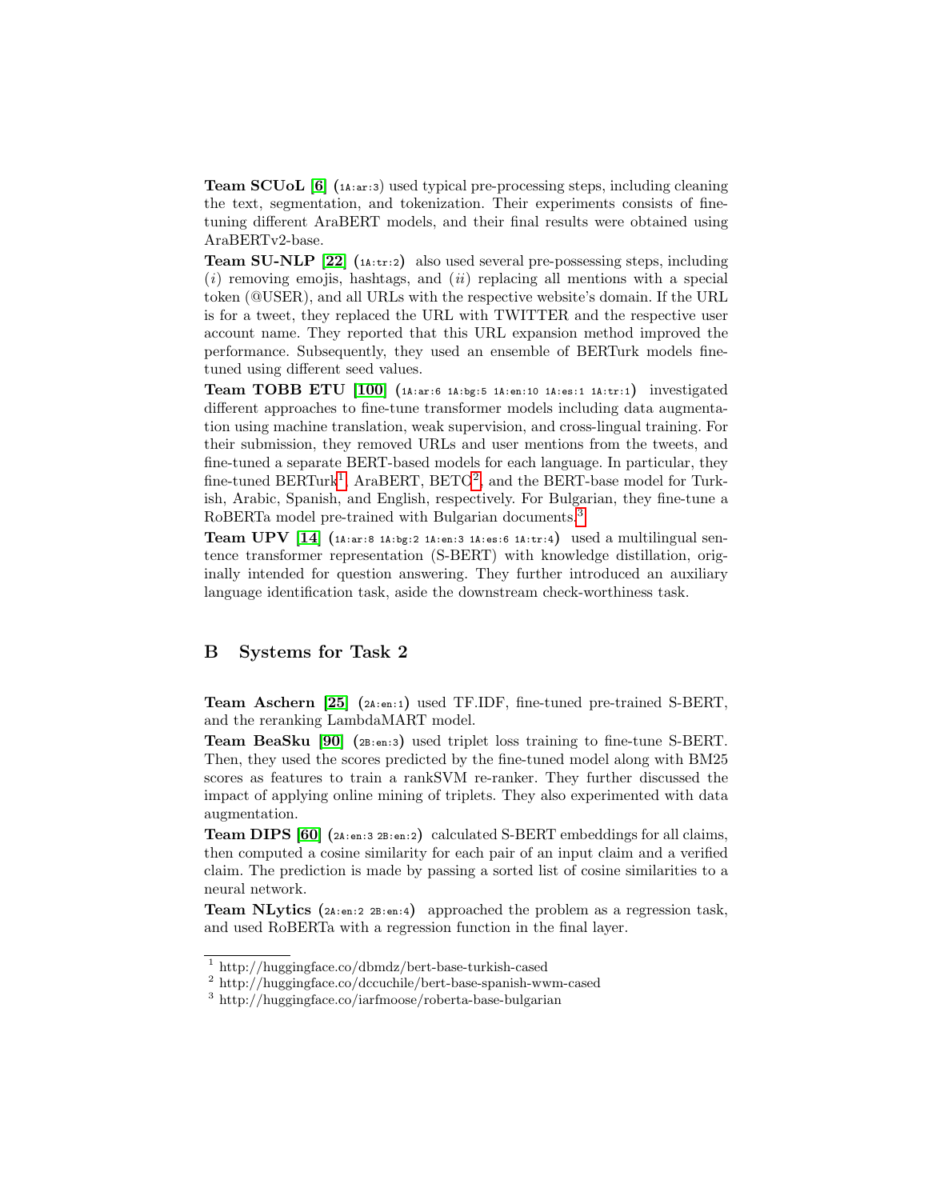**Team SCUoL** [6] (`1A:ar:3`) used typical pre-processing steps, including cleaning the text, segmentation, and tokenization. Their experiments consists of fine-tuning different AraBERT models, and their final results were obtained using AraBERTv2-base.

**Team SU-NLP** [22] (`1A:tr:2`) also used several pre-possessing steps, including (*i*) removing emojis, hashtags, and (*ii*) replacing all mentions with a special token (@USER), and all URLs with the respective website's domain. If the URL is for a tweet, they replaced the URL with TWITTER and the respective user account name. They reported that this URL expansion method improved the performance. Subsequently, they used an ensemble of BERTurk models fine-tuned using different seed values.

**Team TOBB ETU** [100] (`1A:ar:6 1A:bg:5 1A:en:10 1A:es:1 1A:tr:1`) investigated different approaches to fine-tune transformer models including data augmentation using machine translation, weak supervision, and cross-lingual training. For their submission, they removed URLs and user mentions from the tweets, and fine-tuned a separate BERT-based models for each language. In particular, they fine-tuned BERTurk[1], AraBERT, BETO[2], and the BERT-base model for Turkish, Arabic, Spanish, and English, respectively. For Bulgarian, they fine-tune a RoBERTa model pre-trained with Bulgarian documents.[3]

**Team UPV** [14] (`1A:ar:8 1A:bg:2 1A:en:3 1A:es:6 1A:tr:4`) used a multilingual sentence transformer representation (S-BERT) with knowledge distillation, originally intended for question answering. They further introduced an auxiliary language identification task, aside the downstream check-worthiness task.

## B Systems for Task 2

**Team Aschern** [25] (`2A:en:1`) used TF.IDF, fine-tuned pre-trained S-BERT, and the reranking LambdaMART model.

**Team BeaSku** [90] (`2B:en:3`) used triplet loss training to fine-tune S-BERT. Then, they used the scores predicted by the fine-tuned model along with BM25 scores as features to train a rankSVM re-ranker. They further discussed the impact of applying online mining of triplets. They also experimented with data augmentation.

**Team DIPS** [60] (`2A:en:3 2B:en:2`) calculated S-BERT embeddings for all claims, then computed a cosine similarity for each pair of an input claim and a verified claim. The prediction is made by passing a sorted list of cosine similarities to a neural network.

**Team NLytics** (`2A:en:2 2B:en:4`) approached the problem as a regression task, and used RoBERTa with a regression function in the final layer.

---

[1] http://huggingface.co/dbmdz/bert-base-turkish-cased

[2] http://huggingface.co/dccuchile/bert-base-spanish-wwm-cased

[3] http://huggingface.co/iarfmoose/roberta-base-bulgarian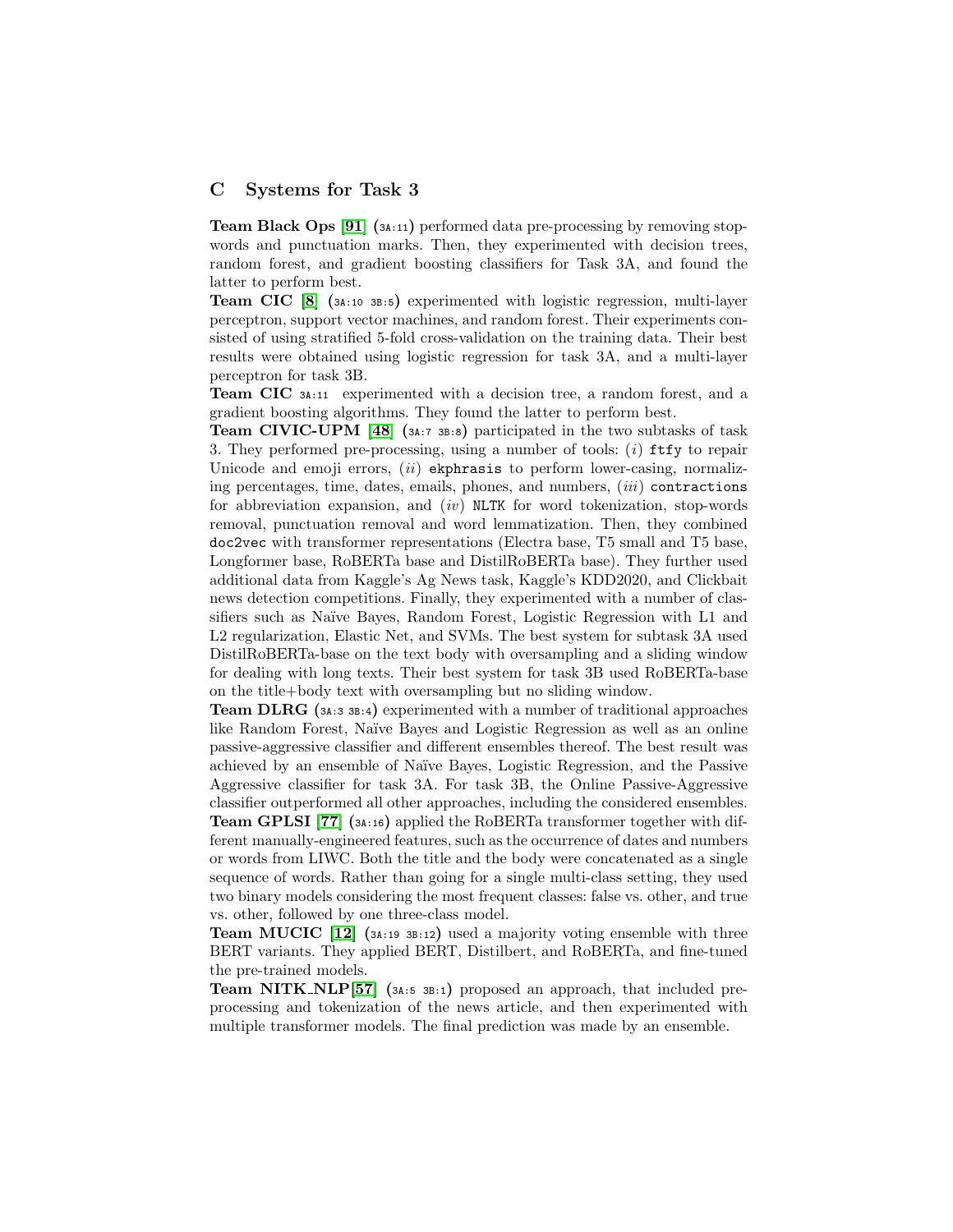## C Systems for Task 3

**Team Black Ops** [91] (3A:11) performed data pre-processing by removing stop-words and punctuation marks. Then, they experimented with decision trees, random forest, and gradient boosting classifiers for Task 3A, and found the latter to perform best.

**Team CIC** [8] (3A:10 3B:5) experimented with logistic regression, multi-layer perceptron, support vector machines, and random forest. Their experiments consisted of using stratified 5-fold cross-validation on the training data. Their best results were obtained using logistic regression for task 3A, and a multi-layer perceptron for task 3B.

**Team CIC** 3A:11 experimented with a decision tree, a random forest, and a gradient boosting algorithms. They found the latter to perform best.

**Team CIVIC-UPM** [48] (3A:7 3B:8) participated in the two subtasks of task 3. They performed pre-processing, using a number of tools: (*i*) `ftfy` to repair Unicode and emoji errors, (*ii*) `ekphrasis` to perform lower-casing, normalizing percentages, time, dates, emails, phones, and numbers, (*iii*) `contractions` for abbreviation expansion, and (*iv*) `NLTK` for word tokenization, stop-words removal, punctuation removal and word lemmatization. Then, they combined `doc2vec` with transformer representations (Electra base, T5 small and T5 base, Longformer base, RoBERTa base and DistilRoBERTa base). They further used additional data from Kaggle's Ag News task, Kaggle's KDD2020, and Clickbait news detection competitions. Finally, they experimented with a number of classifiers such as Naïve Bayes, Random Forest, Logistic Regression with L1 and L2 regularization, Elastic Net, and SVMs. The best system for subtask 3A used DistilRoBERTa-base on the text body with oversampling and a sliding window for dealing with long texts. Their best system for task 3B used RoBERTa-base on the title+body text with oversampling but no sliding window.

**Team DLRG** (3A:3 3B:4) experimented with a number of traditional approaches like Random Forest, Naïve Bayes and Logistic Regression as well as an online passive-aggressive classifier and different ensembles thereof. The best result was achieved by an ensemble of Naïve Bayes, Logistic Regression, and the Passive Aggressive classifier for task 3A. For task 3B, the Online Passive-Aggressive classifier outperformed all other approaches, including the considered ensembles.

**Team GPLSI** [77] (3A:16) applied the RoBERTa transformer together with different manually-engineered features, such as the occurrence of dates and numbers or words from LIWC. Both the title and the body were concatenated as a single sequence of words. Rather than going for a single multi-class setting, they used two binary models considering the most frequent classes: false vs. other, and true vs. other, followed by one three-class model.

**Team MUCIC** [12] (3A:19 3B:12) used a majority voting ensemble with three BERT variants. They applied BERT, Distilbert, and RoBERTa, and fine-tuned the pre-trained models.

**Team NITK_NLP**[57] (3A:5 3B:1) proposed an approach, that included pre-processing and tokenization of the news article, and then experimented with multiple transformer models. The final prediction was made by an ensemble.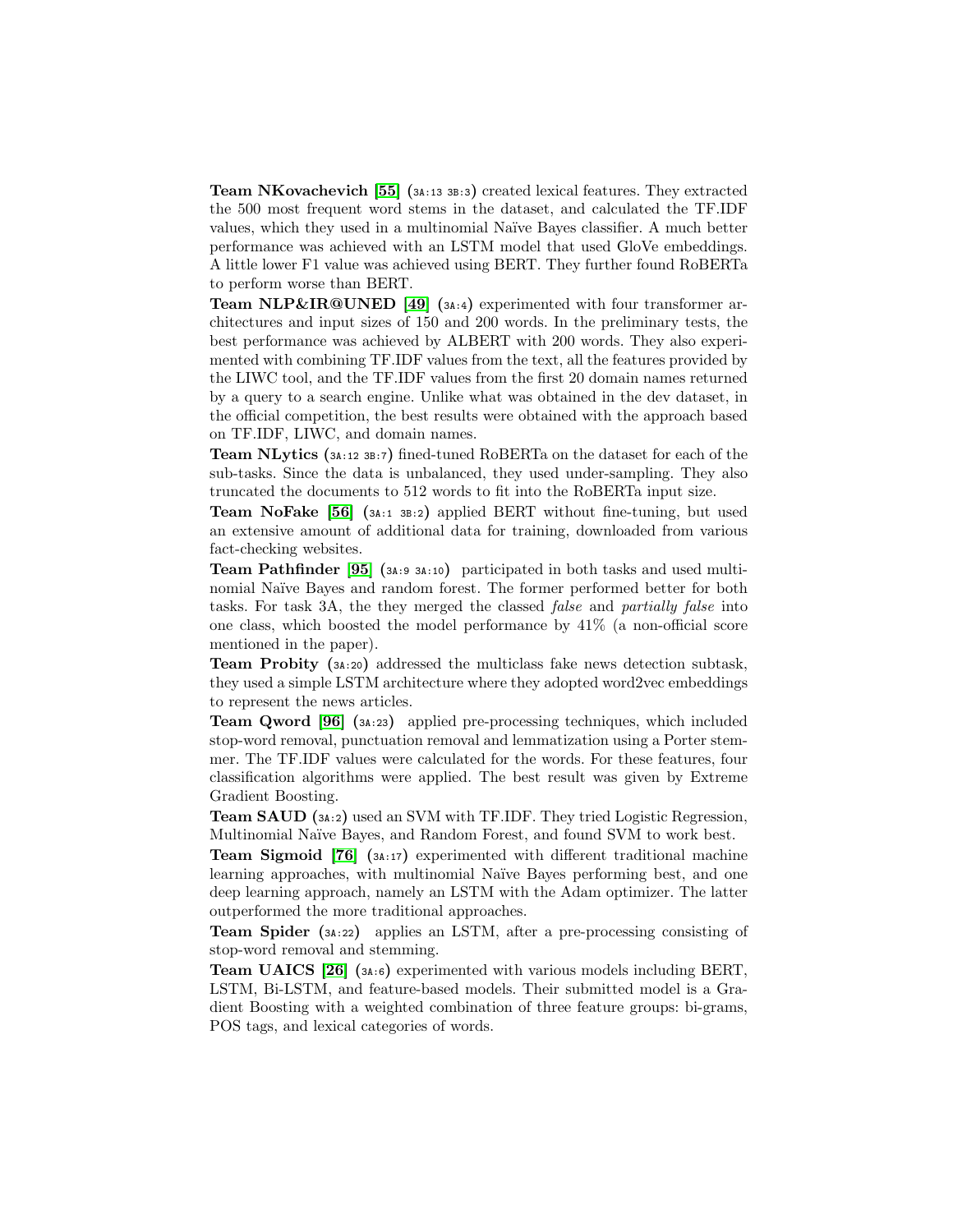**Team NKovachevich** [55] (3A:13 3B:3) created lexical features. They extracted the 500 most frequent word stems in the dataset, and calculated the TF.IDF values, which they used in a multinomial Naïve Bayes classifier. A much better performance was achieved with an LSTM model that used GloVe embeddings. A little lower F1 value was achieved using BERT. They further found RoBERTa to perform worse than BERT.

**Team NLP&IR@UNED** [49] (3A:4) experimented with four transformer architectures and input sizes of 150 and 200 words. In the preliminary tests, the best performance was achieved by ALBERT with 200 words. They also experimented with combining TF.IDF values from the text, all the features provided by the LIWC tool, and the TF.IDF values from the first 20 domain names returned by a query to a search engine. Unlike what was obtained in the dev dataset, in the official competition, the best results were obtained with the approach based on TF.IDF, LIWC, and domain names.

**Team NLytics** (3A:12 3B:7) fined-tuned RoBERTa on the dataset for each of the sub-tasks. Since the data is unbalanced, they used under-sampling. They also truncated the documents to 512 words to fit into the RoBERTa input size.

**Team NoFake** [56] (3A:1 3B:2) applied BERT without fine-tuning, but used an extensive amount of additional data for training, downloaded from various fact-checking websites.

**Team Pathfinder** [95] (3A:9 3A:10) participated in both tasks and used multinomial Naïve Bayes and random forest. The former performed better for both tasks. For task 3A, the they merged the classed *false* and *partially false* into one class, which boosted the model performance by 41% (a non-official score mentioned in the paper).

**Team Probity** (3A:20) addressed the multiclass fake news detection subtask, they used a simple LSTM architecture where they adopted word2vec embeddings to represent the news articles.

**Team Qword** [96] (3A:23) applied pre-processing techniques, which included stop-word removal, punctuation removal and lemmatization using a Porter stemmer. The TF.IDF values were calculated for the words. For these features, four classification algorithms were applied. The best result was given by Extreme Gradient Boosting.

**Team SAUD** (3A:2) used an SVM with TF.IDF. They tried Logistic Regression, Multinomial Naïve Bayes, and Random Forest, and found SVM to work best.

**Team Sigmoid** [76] (3A:17) experimented with different traditional machine learning approaches, with multinomial Naïve Bayes performing best, and one deep learning approach, namely an LSTM with the Adam optimizer. The latter outperformed the more traditional approaches.

**Team Spider** (3A:22) applies an LSTM, after a pre-processing consisting of stop-word removal and stemming.

**Team UAICS** [26] (3A:6) experimented with various models including BERT, LSTM, Bi-LSTM, and feature-based models. Their submitted model is a Gradient Boosting with a weighted combination of three feature groups: bi-grams, POS tags, and lexical categories of words.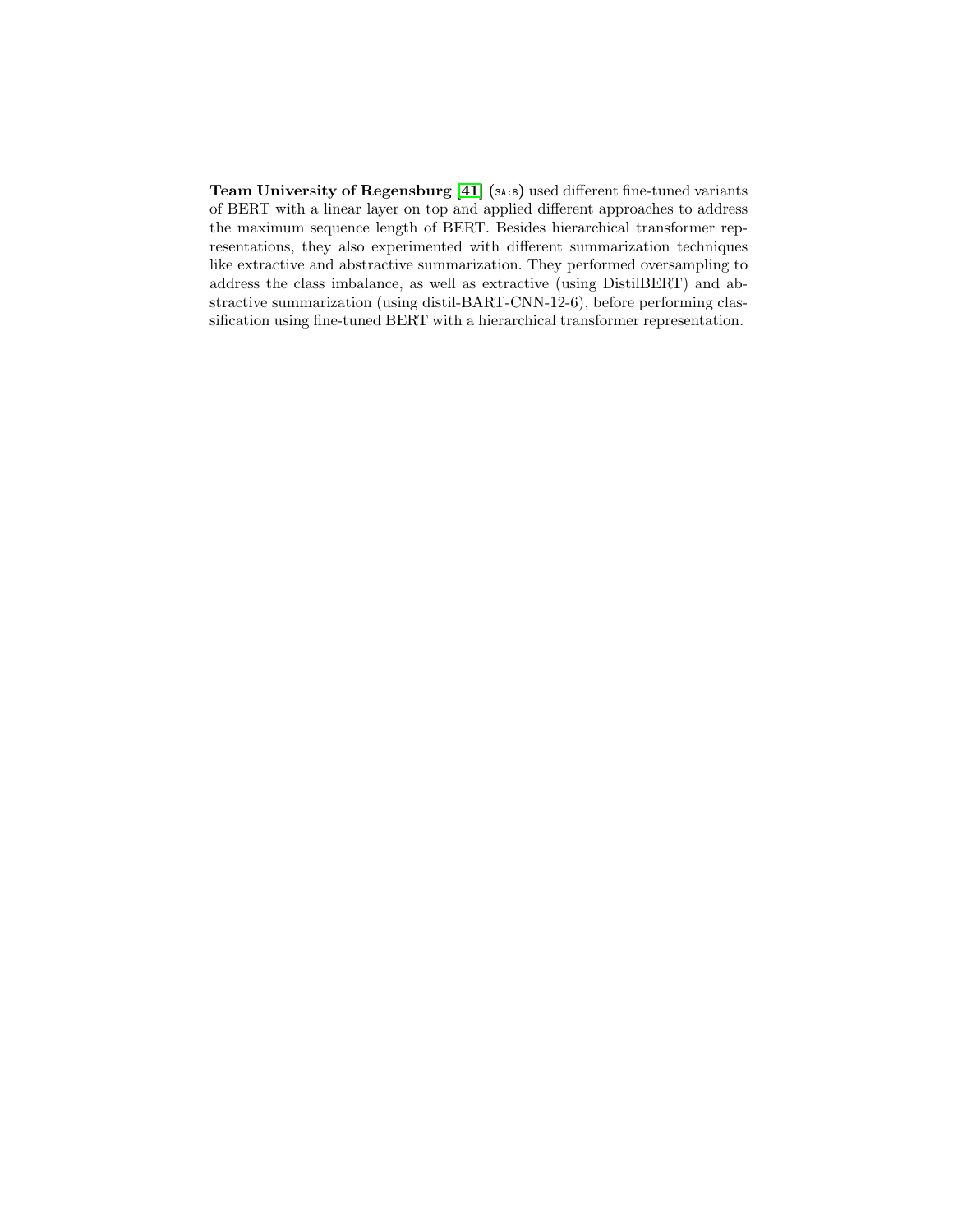**Team University of Regensburg** [41] (3A:8) used different fine-tuned variants of BERT with a linear layer on top and applied different approaches to address the maximum sequence length of BERT. Besides hierarchical transformer representations, they also experimented with different summarization techniques like extractive and abstractive summarization. They performed oversampling to address the class imbalance, as well as extractive (using DistilBERT) and abstractive summarization (using distil-BART-CNN-12-6), before performing classification using fine-tuned BERT with a hierarchical transformer representation.